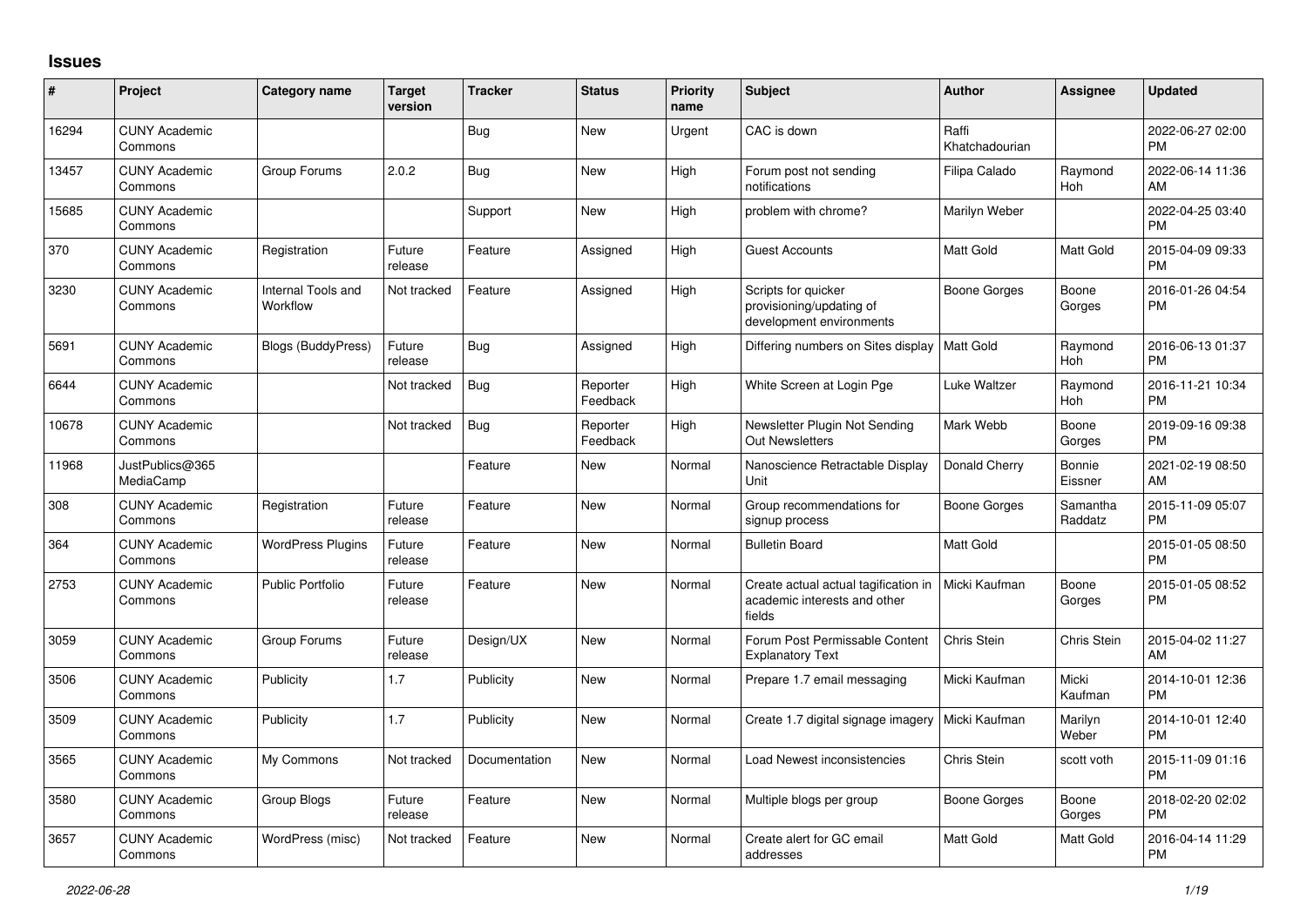# Issues

| # | Project | Category name | Target version | Tracker | Status | Priority name | Subject | Author | Assignee | Updated |
|---|---|---|---|---|---|---|---|---|---|---|
| 16294 | CUNY Academic Commons | | | Bug | New | Urgent | CAC is down | Raffi Khatchadourian | | 2022-06-27 02:00 PM |
| 13457 | CUNY Academic Commons | Group Forums | 2.0.2 | Bug | New | High | Forum post not sending notifications | Filipa Calado | Raymond Hoh | 2022-06-14 11:36 AM |
| 15685 | CUNY Academic Commons | | | Support | New | High | problem with chrome? | Marilyn Weber | | 2022-04-25 03:40 PM |
| 370 | CUNY Academic Commons | Registration | Future release | Feature | Assigned | High | Guest Accounts | Matt Gold | Matt Gold | 2015-04-09 09:33 PM |
| 3230 | CUNY Academic Commons | Internal Tools and Workflow | Not tracked | Feature | Assigned | High | Scripts for quicker provisioning/updating of development environments | Boone Gorges | Boone Gorges | 2016-01-26 04:54 PM |
| 5691 | CUNY Academic Commons | Blogs (BuddyPress) | Future release | Bug | Assigned | High | Differing numbers on Sites display | Matt Gold | Raymond Hoh | 2016-06-13 01:37 PM |
| 6644 | CUNY Academic Commons | | Not tracked | Bug | Reporter Feedback | High | White Screen at Login Pge | Luke Waltzer | Raymond Hoh | 2016-11-21 10:34 PM |
| 10678 | CUNY Academic Commons | | Not tracked | Bug | Reporter Feedback | High | Newsletter Plugin Not Sending Out Newsletters | Mark Webb | Boone Gorges | 2019-09-16 09:38 PM |
| 11968 | JustPublics@365 MediaCamp | | | Feature | New | Normal | Nanoscience Retractable Display Unit | Donald Cherry | Bonnie Eissner | 2021-02-19 08:50 AM |
| 308 | CUNY Academic Commons | Registration | Future release | Feature | New | Normal | Group recommendations for signup process | Boone Gorges | Samantha Raddatz | 2015-11-09 05:07 PM |
| 364 | CUNY Academic Commons | WordPress Plugins | Future release | Feature | New | Normal | Bulletin Board | Matt Gold | | 2015-01-05 08:50 PM |
| 2753 | CUNY Academic Commons | Public Portfolio | Future release | Feature | New | Normal | Create actual actual tagification in academic interests and other fields | Micki Kaufman | Boone Gorges | 2015-01-05 08:52 PM |
| 3059 | CUNY Academic Commons | Group Forums | Future release | Design/UX | New | Normal | Forum Post Permissable Content Explanatory Text | Chris Stein | Chris Stein | 2015-04-02 11:27 AM |
| 3506 | CUNY Academic Commons | Publicity | 1.7 | Publicity | New | Normal | Prepare 1.7 email messaging | Micki Kaufman | Micki Kaufman | 2014-10-01 12:36 PM |
| 3509 | CUNY Academic Commons | Publicity | 1.7 | Publicity | New | Normal | Create 1.7 digital signage imagery | Micki Kaufman | Marilyn Weber | 2014-10-01 12:40 PM |
| 3565 | CUNY Academic Commons | My Commons | Not tracked | Documentation | New | Normal | Load Newest inconsistencies | Chris Stein | scott voth | 2015-11-09 01:16 PM |
| 3580 | CUNY Academic Commons | Group Blogs | Future release | Feature | New | Normal | Multiple blogs per group | Boone Gorges | Boone Gorges | 2018-02-20 02:02 PM |
| 3657 | CUNY Academic Commons | WordPress (misc) | Not tracked | Feature | New | Normal | Create alert for GC email addresses | Matt Gold | Matt Gold | 2016-04-14 11:29 PM |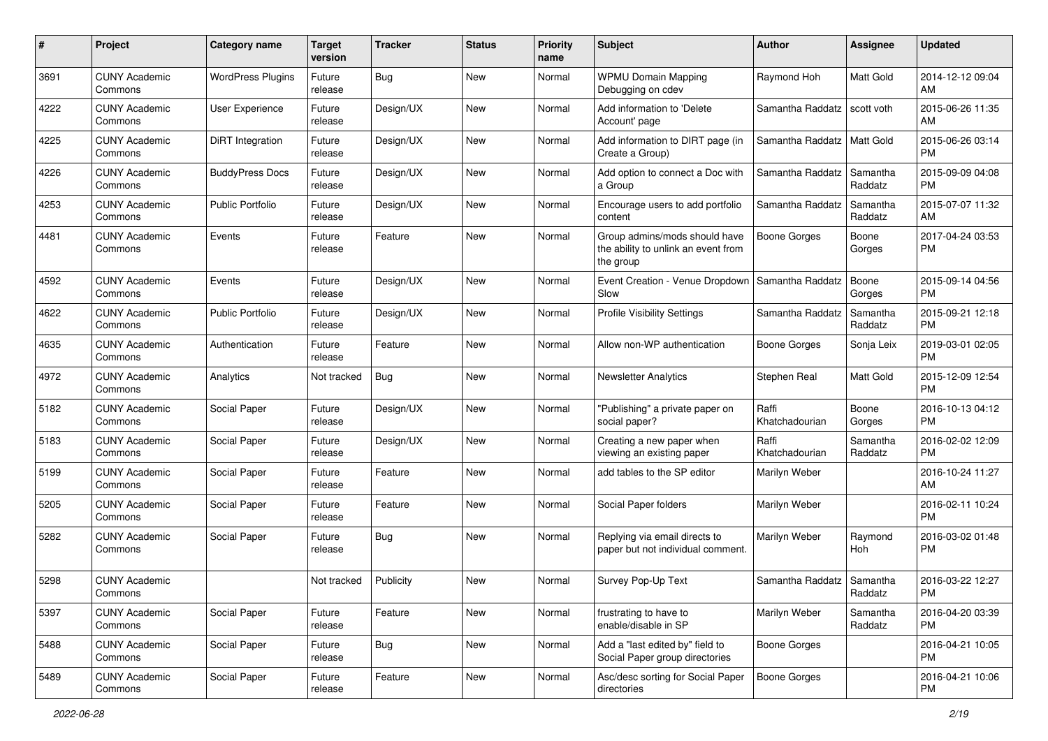| # | Project | Category name | Target version | Tracker | Status | Priority name | Subject | Author | Assignee | Updated |
|---|---|---|---|---|---|---|---|---|---|---|
| 3691 | CUNY Academic Commons | WordPress Plugins | Future release | Bug | New | Normal | WPMU Domain Mapping Debugging on cdev | Raymond Hoh | Matt Gold | 2014-12-12 09:04 AM |
| 4222 | CUNY Academic Commons | User Experience | Future release | Design/UX | New | Normal | Add information to 'Delete Account' page | Samantha Raddatz | scott voth | 2015-06-26 11:35 AM |
| 4225 | CUNY Academic Commons | DiRT Integration | Future release | Design/UX | New | Normal | Add information to DIRT page (in Create a Group) | Samantha Raddatz | Matt Gold | 2015-06-26 03:14 PM |
| 4226 | CUNY Academic Commons | BuddyPress Docs | Future release | Design/UX | New | Normal | Add option to connect a Doc with a Group | Samantha Raddatz | Samantha Raddatz | 2015-09-09 04:08 PM |
| 4253 | CUNY Academic Commons | Public Portfolio | Future release | Design/UX | New | Normal | Encourage users to add portfolio content | Samantha Raddatz | Samantha Raddatz | 2015-07-07 11:32 AM |
| 4481 | CUNY Academic Commons | Events | Future release | Feature | New | Normal | Group admins/mods should have the ability to unlink an event from the group | Boone Gorges | Boone Gorges | 2017-04-24 03:53 PM |
| 4592 | CUNY Academic Commons | Events | Future release | Design/UX | New | Normal | Event Creation - Venue Dropdown Slow | Samantha Raddatz | Boone Gorges | 2015-09-14 04:56 PM |
| 4622 | CUNY Academic Commons | Public Portfolio | Future release | Design/UX | New | Normal | Profile Visibility Settings | Samantha Raddatz | Samantha Raddatz | 2015-09-21 12:18 PM |
| 4635 | CUNY Academic Commons | Authentication | Future release | Feature | New | Normal | Allow non-WP authentication | Boone Gorges | Sonja Leix | 2019-03-01 02:05 PM |
| 4972 | CUNY Academic Commons | Analytics | Not tracked | Bug | New | Normal | Newsletter Analytics | Stephen Real | Matt Gold | 2015-12-09 12:54 PM |
| 5182 | CUNY Academic Commons | Social Paper | Future release | Design/UX | New | Normal | "Publishing" a private paper on social paper? | Raffi Khatchadourian | Boone Gorges | 2016-10-13 04:12 PM |
| 5183 | CUNY Academic Commons | Social Paper | Future release | Design/UX | New | Normal | Creating a new paper when viewing an existing paper | Raffi Khatchadourian | Samantha Raddatz | 2016-02-02 12:09 PM |
| 5199 | CUNY Academic Commons | Social Paper | Future release | Feature | New | Normal | add tables to the SP editor | Marilyn Weber | | 2016-10-24 11:27 AM |
| 5205 | CUNY Academic Commons | Social Paper | Future release | Feature | New | Normal | Social Paper folders | Marilyn Weber | | 2016-02-11 10:24 PM |
| 5282 | CUNY Academic Commons | Social Paper | Future release | Bug | New | Normal | Replying via email directs to paper but not individual comment. | Marilyn Weber | Raymond Hoh | 2016-03-02 01:48 PM |
| 5298 | CUNY Academic Commons | | Not tracked | Publicity | New | Normal | Survey Pop-Up Text | Samantha Raddatz | Samantha Raddatz | 2016-03-22 12:27 PM |
| 5397 | CUNY Academic Commons | Social Paper | Future release | Feature | New | Normal | frustrating to have to enable/disable in SP | Marilyn Weber | Samantha Raddatz | 2016-04-20 03:39 PM |
| 5488 | CUNY Academic Commons | Social Paper | Future release | Bug | New | Normal | Add a "last edited by" field to Social Paper group directories | Boone Gorges | | 2016-04-21 10:05 PM |
| 5489 | CUNY Academic Commons | Social Paper | Future release | Feature | New | Normal | Asc/desc sorting for Social Paper directories | Boone Gorges | | 2016-04-21 10:06 PM |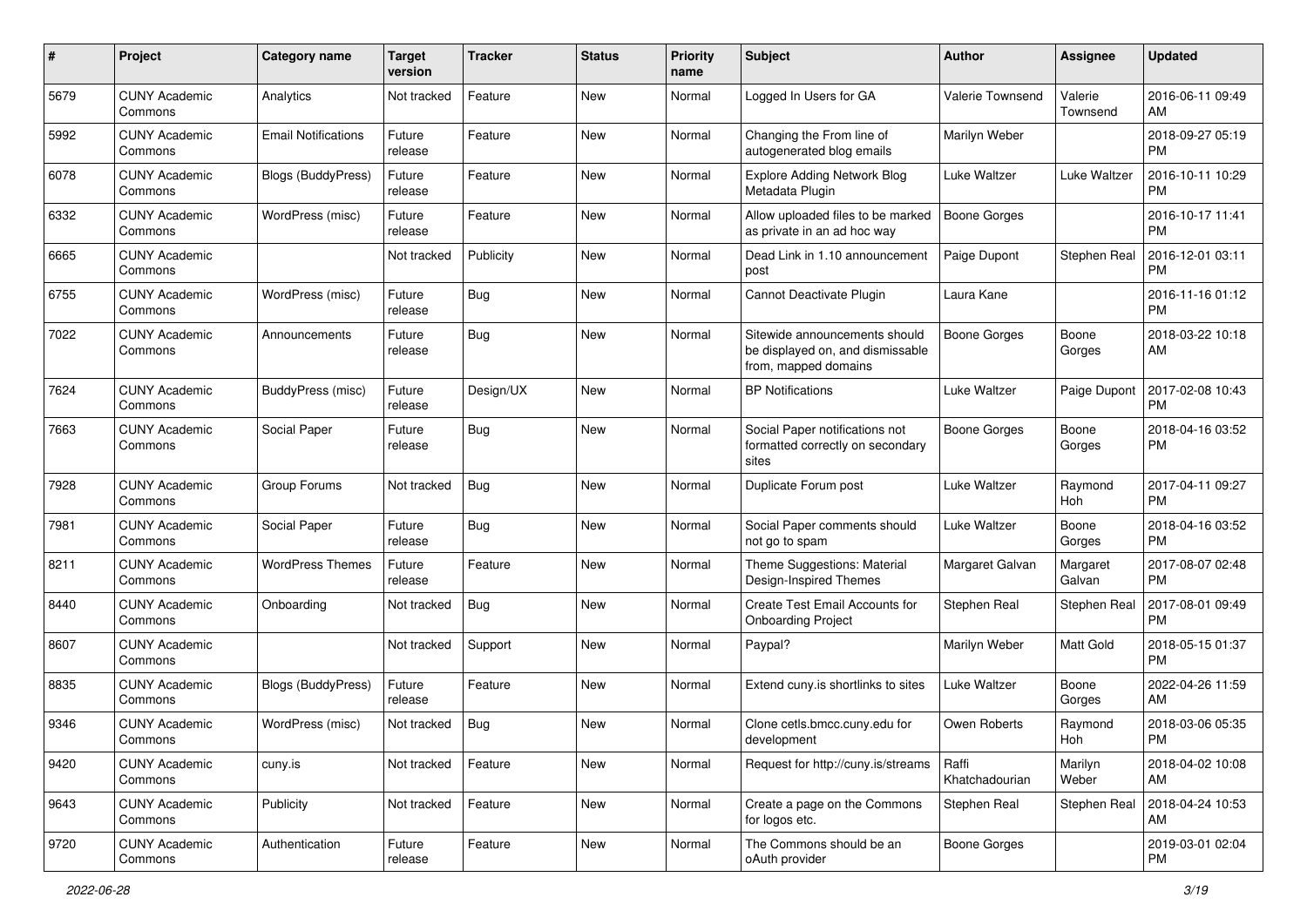| # | Project | Category name | Target version | Tracker | Status | Priority name | Subject | Author | Assignee | Updated |
|---|---|---|---|---|---|---|---|---|---|---|
| 5679 | CUNY Academic Commons | Analytics | Not tracked | Feature | New | Normal | Logged In Users for GA | Valerie Townsend | Valerie Townsend | 2016-06-11 09:49 AM |
| 5992 | CUNY Academic Commons | Email Notifications | Future release | Feature | New | Normal | Changing the From line of autogenerated blog emails | Marilyn Weber | | 2018-09-27 05:19 PM |
| 6078 | CUNY Academic Commons | Blogs (BuddyPress) | Future release | Feature | New | Normal | Explore Adding Network Blog Metadata Plugin | Luke Waltzer | Luke Waltzer | 2016-10-11 10:29 PM |
| 6332 | CUNY Academic Commons | WordPress (misc) | Future release | Feature | New | Normal | Allow uploaded files to be marked as private in an ad hoc way | Boone Gorges | | 2016-10-17 11:41 PM |
| 6665 | CUNY Academic Commons | | Not tracked | Publicity | New | Normal | Dead Link in 1.10 announcement post | Paige Dupont | Stephen Real | 2016-12-01 03:11 PM |
| 6755 | CUNY Academic Commons | WordPress (misc) | Future release | Bug | New | Normal | Cannot Deactivate Plugin | Laura Kane | | 2016-11-16 01:12 PM |
| 7022 | CUNY Academic Commons | Announcements | Future release | Bug | New | Normal | Sitewide announcements should be displayed on, and dismissable from, mapped domains | Boone Gorges | Boone Gorges | 2018-03-22 10:18 AM |
| 7624 | CUNY Academic Commons | BuddyPress (misc) | Future release | Design/UX | New | Normal | BP Notifications | Luke Waltzer | Paige Dupont | 2017-02-08 10:43 PM |
| 7663 | CUNY Academic Commons | Social Paper | Future release | Bug | New | Normal | Social Paper notifications not formatted correctly on secondary sites | Boone Gorges | Boone Gorges | 2018-04-16 03:52 PM |
| 7928 | CUNY Academic Commons | Group Forums | Not tracked | Bug | New | Normal | Duplicate Forum post | Luke Waltzer | Raymond Hoh | 2017-04-11 09:27 PM |
| 7981 | CUNY Academic Commons | Social Paper | Future release | Bug | New | Normal | Social Paper comments should not go to spam | Luke Waltzer | Boone Gorges | 2018-04-16 03:52 PM |
| 8211 | CUNY Academic Commons | WordPress Themes | Future release | Feature | New | Normal | Theme Suggestions: Material Design-Inspired Themes | Margaret Galvan | Margaret Galvan | 2017-08-07 02:48 PM |
| 8440 | CUNY Academic Commons | Onboarding | Not tracked | Bug | New | Normal | Create Test Email Accounts for Onboarding Project | Stephen Real | Stephen Real | 2017-08-01 09:49 PM |
| 8607 | CUNY Academic Commons | | Not tracked | Support | New | Normal | Paypal? | Marilyn Weber | Matt Gold | 2018-05-15 01:37 PM |
| 8835 | CUNY Academic Commons | Blogs (BuddyPress) | Future release | Feature | New | Normal | Extend cuny.is shortlinks to sites | Luke Waltzer | Boone Gorges | 2022-04-26 11:59 AM |
| 9346 | CUNY Academic Commons | WordPress (misc) | Not tracked | Bug | New | Normal | Clone cetls.bmcc.cuny.edu for development | Owen Roberts | Raymond Hoh | 2018-03-06 05:35 PM |
| 9420 | CUNY Academic Commons | cuny.is | Not tracked | Feature | New | Normal | Request for http://cuny.is/streams | Raffi Khatchadourian | Marilyn Weber | 2018-04-02 10:08 AM |
| 9643 | CUNY Academic Commons | Publicity | Not tracked | Feature | New | Normal | Create a page on the Commons for logos etc. | Stephen Real | Stephen Real | 2018-04-24 10:53 AM |
| 9720 | CUNY Academic Commons | Authentication | Future release | Feature | New | Normal | The Commons should be an oAuth provider | Boone Gorges | | 2019-03-01 02:04 PM |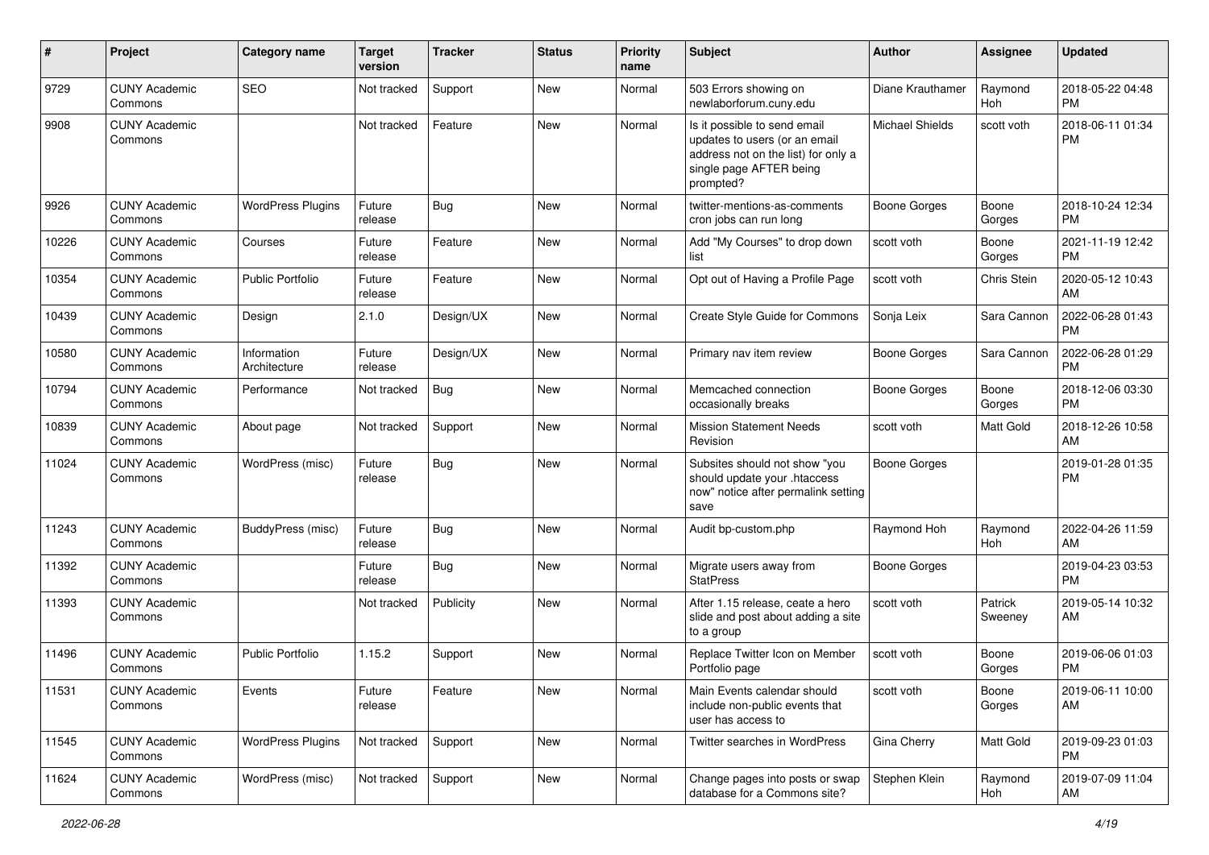| # | Project | Category name | Target version | Tracker | Status | Priority name | Subject | Author | Assignee | Updated |
|---|---|---|---|---|---|---|---|---|---|---|
| 9729 | CUNY Academic Commons | SEO | Not tracked | Support | New | Normal | 503 Errors showing on newlaborforum.cuny.edu | Diane Krauthamer | Raymond Hoh | 2018-05-22 04:48 PM |
| 9908 | CUNY Academic Commons | | Not tracked | Feature | New | Normal | Is it possible to send email updates to users (or an email address not on the list) for only a single page AFTER being prompted? | Michael Shields | scott voth | 2018-06-11 01:34 PM |
| 9926 | CUNY Academic Commons | WordPress Plugins | Future release | Bug | New | Normal | twitter-mentions-as-comments cron jobs can run long | Boone Gorges | Boone Gorges | 2018-10-24 12:34 PM |
| 10226 | CUNY Academic Commons | Courses | Future release | Feature | New | Normal | Add "My Courses" to drop down list | scott voth | Boone Gorges | 2021-11-19 12:42 PM |
| 10354 | CUNY Academic Commons | Public Portfolio | Future release | Feature | New | Normal | Opt out of Having a Profile Page | scott voth | Chris Stein | 2020-05-12 10:43 AM |
| 10439 | CUNY Academic Commons | Design | 2.1.0 | Design/UX | New | Normal | Create Style Guide for Commons | Sonja Leix | Sara Cannon | 2022-06-28 01:43 PM |
| 10580 | CUNY Academic Commons | Information Architecture | Future release | Design/UX | New | Normal | Primary nav item review | Boone Gorges | Sara Cannon | 2022-06-28 01:29 PM |
| 10794 | CUNY Academic Commons | Performance | Not tracked | Bug | New | Normal | Memcached connection occasionally breaks | Boone Gorges | Boone Gorges | 2018-12-06 03:30 PM |
| 10839 | CUNY Academic Commons | About page | Not tracked | Support | New | Normal | Mission Statement Needs Revision | scott voth | Matt Gold | 2018-12-26 10:58 AM |
| 11024 | CUNY Academic Commons | WordPress (misc) | Future release | Bug | New | Normal | Subsites should not show "you should update your .htaccess now" notice after permalink setting save | Boone Gorges | | 2019-01-28 01:35 PM |
| 11243 | CUNY Academic Commons | BuddyPress (misc) | Future release | Bug | New | Normal | Audit bp-custom.php | Raymond Hoh | Raymond Hoh | 2022-04-26 11:59 AM |
| 11392 | CUNY Academic Commons | | Future release | Bug | New | Normal | Migrate users away from StatPress | Boone Gorges | | 2019-04-23 03:53 PM |
| 11393 | CUNY Academic Commons | | Not tracked | Publicity | New | Normal | After 1.15 release, ceate a hero slide and post about adding a site to a group | scott voth | Patrick Sweeney | 2019-05-14 10:32 AM |
| 11496 | CUNY Academic Commons | Public Portfolio | 1.15.2 | Support | New | Normal | Replace Twitter Icon on Member Portfolio page | scott voth | Boone Gorges | 2019-06-06 01:03 PM |
| 11531 | CUNY Academic Commons | Events | Future release | Feature | New | Normal | Main Events calendar should include non-public events that user has access to | scott voth | Boone Gorges | 2019-06-11 10:00 AM |
| 11545 | CUNY Academic Commons | WordPress Plugins | Not tracked | Support | New | Normal | Twitter searches in WordPress | Gina Cherry | Matt Gold | 2019-09-23 01:03 PM |
| 11624 | CUNY Academic Commons | WordPress (misc) | Not tracked | Support | New | Normal | Change pages into posts or swap database for a Commons site? | Stephen Klein | Raymond Hoh | 2019-07-09 11:04 AM |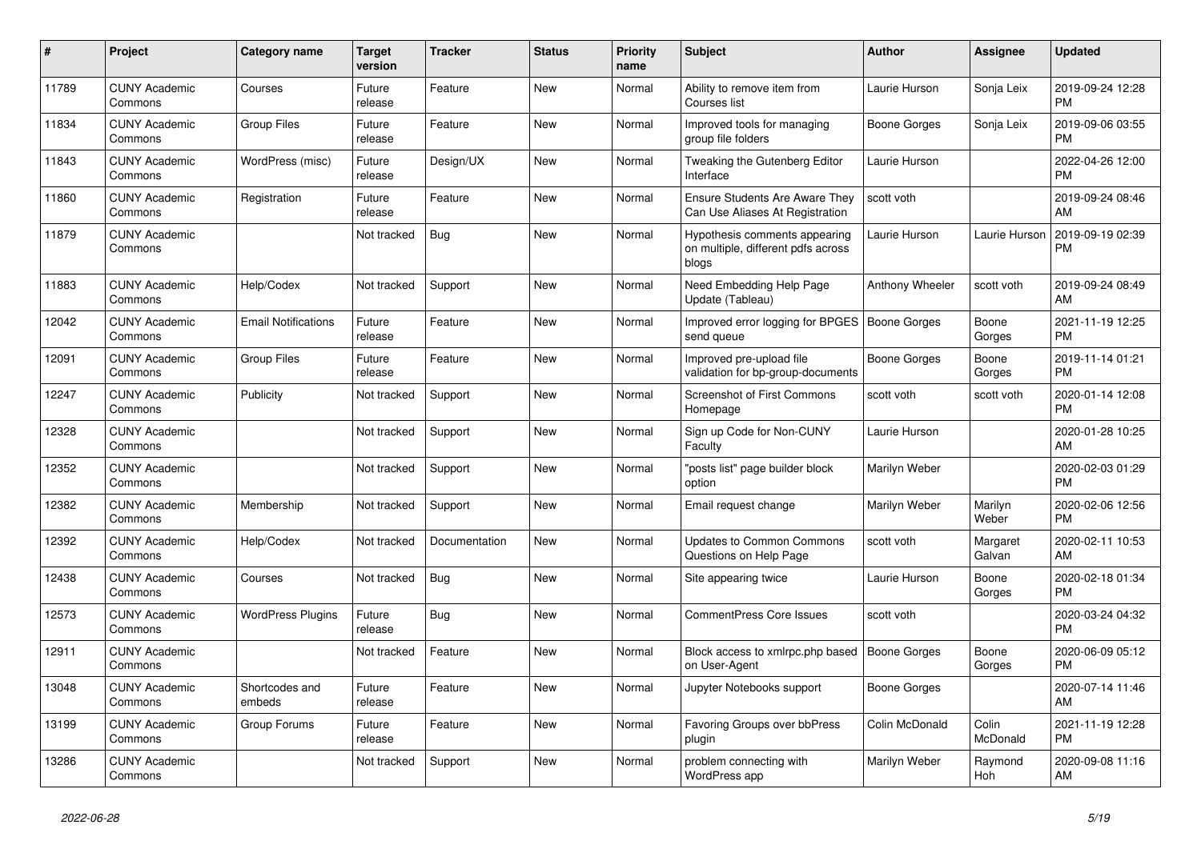| # | Project | Category name | Target version | Tracker | Status | Priority name | Subject | Author | Assignee | Updated |
|---|---|---|---|---|---|---|---|---|---|---|
| 11789 | CUNY Academic Commons | Courses | Future release | Feature | New | Normal | Ability to remove item from Courses list | Laurie Hurson | Sonja Leix | 2019-09-24 12:28 PM |
| 11834 | CUNY Academic Commons | Group Files | Future release | Feature | New | Normal | Improved tools for managing group file folders | Boone Gorges | Sonja Leix | 2019-09-06 03:55 PM |
| 11843 | CUNY Academic Commons | WordPress (misc) | Future release | Design/UX | New | Normal | Tweaking the Gutenberg Editor Interface | Laurie Hurson | | 2022-04-26 12:00 PM |
| 11860 | CUNY Academic Commons | Registration | Future release | Feature | New | Normal | Ensure Students Are Aware They Can Use Aliases At Registration | scott voth | | 2019-09-24 08:46 AM |
| 11879 | CUNY Academic Commons | | Not tracked | Bug | New | Normal | Hypothesis comments appearing on multiple, different pdfs across blogs | Laurie Hurson | Laurie Hurson | 2019-09-19 02:39 PM |
| 11883 | CUNY Academic Commons | Help/Codex | Not tracked | Support | New | Normal | Need Embedding Help Page Update (Tableau) | Anthony Wheeler | scott voth | 2019-09-24 08:49 AM |
| 12042 | CUNY Academic Commons | Email Notifications | Future release | Feature | New | Normal | Improved error logging for BPGES send queue | Boone Gorges | Boone Gorges | 2021-11-19 12:25 PM |
| 12091 | CUNY Academic Commons | Group Files | Future release | Feature | New | Normal | Improved pre-upload file validation for bp-group-documents | Boone Gorges | Boone Gorges | 2019-11-14 01:21 PM |
| 12247 | CUNY Academic Commons | Publicity | Not tracked | Support | New | Normal | Screenshot of First Commons Homepage | scott voth | scott voth | 2020-01-14 12:08 PM |
| 12328 | CUNY Academic Commons | | Not tracked | Support | New | Normal | Sign up Code for Non-CUNY Faculty | Laurie Hurson | | 2020-01-28 10:25 AM |
| 12352 | CUNY Academic Commons | | Not tracked | Support | New | Normal | "posts list" page builder block option | Marilyn Weber | | 2020-02-03 01:29 PM |
| 12382 | CUNY Academic Commons | Membership | Not tracked | Support | New | Normal | Email request change | Marilyn Weber | Marilyn Weber | 2020-02-06 12:56 PM |
| 12392 | CUNY Academic Commons | Help/Codex | Not tracked | Documentation | New | Normal | Updates to Common Commons Questions on Help Page | scott voth | Margaret Galvan | 2020-02-11 10:53 AM |
| 12438 | CUNY Academic Commons | Courses | Not tracked | Bug | New | Normal | Site appearing twice | Laurie Hurson | Boone Gorges | 2020-02-18 01:34 PM |
| 12573 | CUNY Academic Commons | WordPress Plugins | Future release | Bug | New | Normal | CommentPress Core Issues | scott voth | | 2020-03-24 04:32 PM |
| 12911 | CUNY Academic Commons | | Not tracked | Feature | New | Normal | Block access to xmlrpc.php based on User-Agent | Boone Gorges | Boone Gorges | 2020-06-09 05:12 PM |
| 13048 | CUNY Academic Commons | Shortcodes and embeds | Future release | Feature | New | Normal | Jupyter Notebooks support | Boone Gorges | | 2020-07-14 11:46 AM |
| 13199 | CUNY Academic Commons | Group Forums | Future release | Feature | New | Normal | Favoring Groups over bbPress plugin | Colin McDonald | Colin McDonald | 2021-11-19 12:28 PM |
| 13286 | CUNY Academic Commons | | Not tracked | Support | New | Normal | problem connecting with WordPress app | Marilyn Weber | Raymond Hoh | 2020-09-08 11:16 AM |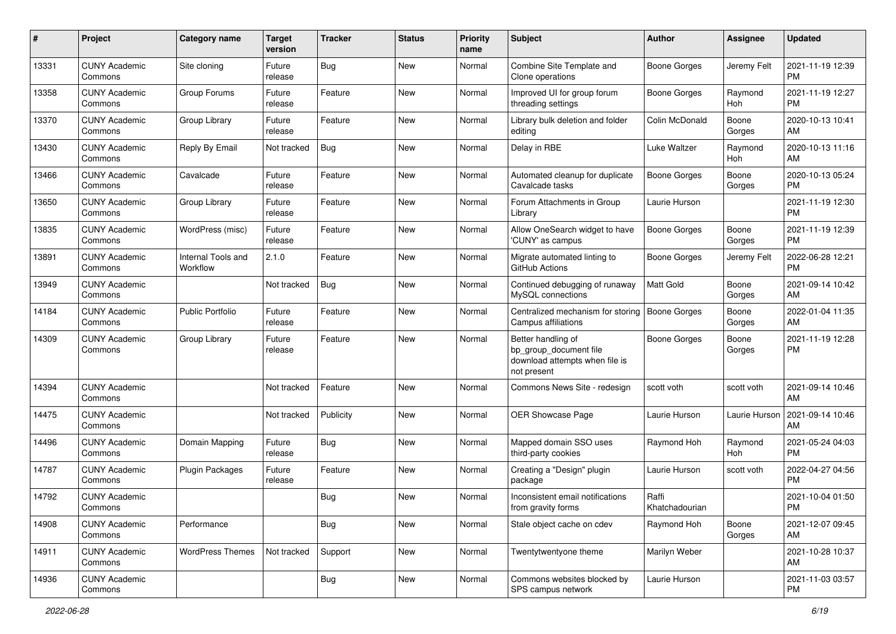| # | Project | Category name | Target version | Tracker | Status | Priority name | Subject | Author | Assignee | Updated |
|---|---|---|---|---|---|---|---|---|---|---|
| 13331 | CUNY Academic Commons | Site cloning | Future release | Bug | New | Normal | Combine Site Template and Clone operations | Boone Gorges | Jeremy Felt | 2021-11-19 12:39 PM |
| 13358 | CUNY Academic Commons | Group Forums | Future release | Feature | New | Normal | Improved UI for group forum threading settings | Boone Gorges | Raymond Hoh | 2021-11-19 12:27 PM |
| 13370 | CUNY Academic Commons | Group Library | Future release | Feature | New | Normal | Library bulk deletion and folder editing | Colin McDonald | Boone Gorges | 2020-10-13 10:41 AM |
| 13430 | CUNY Academic Commons | Reply By Email | Not tracked | Bug | New | Normal | Delay in RBE | Luke Waltzer | Raymond Hoh | 2020-10-13 11:16 AM |
| 13466 | CUNY Academic Commons | Cavalcade | Future release | Feature | New | Normal | Automated cleanup for duplicate Cavalcade tasks | Boone Gorges | Boone Gorges | 2020-10-13 05:24 PM |
| 13650 | CUNY Academic Commons | Group Library | Future release | Feature | New | Normal | Forum Attachments in Group Library | Laurie Hurson | | 2021-11-19 12:30 PM |
| 13835 | CUNY Academic Commons | WordPress (misc) | Future release | Feature | New | Normal | Allow OneSearch widget to have 'CUNY' as campus | Boone Gorges | Boone Gorges | 2021-11-19 12:39 PM |
| 13891 | CUNY Academic Commons | Internal Tools and Workflow | 2.1.0 | Feature | New | Normal | Migrate automated linting to GitHub Actions | Boone Gorges | Jeremy Felt | 2022-06-28 12:21 PM |
| 13949 | CUNY Academic Commons | | Not tracked | Bug | New | Normal | Continued debugging of runaway MySQL connections | Matt Gold | Boone Gorges | 2021-09-14 10:42 AM |
| 14184 | CUNY Academic Commons | Public Portfolio | Future release | Feature | New | Normal | Centralized mechanism for storing Campus affiliations | Boone Gorges | Boone Gorges | 2022-01-04 11:35 AM |
| 14309 | CUNY Academic Commons | Group Library | Future release | Feature | New | Normal | Better handling of bp_group_document file download attempts when file is not present | Boone Gorges | Boone Gorges | 2021-11-19 12:28 PM |
| 14394 | CUNY Academic Commons | | Not tracked | Feature | New | Normal | Commons News Site - redesign | scott voth | scott voth | 2021-09-14 10:46 AM |
| 14475 | CUNY Academic Commons | | Not tracked | Publicity | New | Normal | OER Showcase Page | Laurie Hurson | Laurie Hurson | 2021-09-14 10:46 AM |
| 14496 | CUNY Academic Commons | Domain Mapping | Future release | Bug | New | Normal | Mapped domain SSO uses third-party cookies | Raymond Hoh | Raymond Hoh | 2021-05-24 04:03 PM |
| 14787 | CUNY Academic Commons | Plugin Packages | Future release | Feature | New | Normal | Creating a "Design" plugin package | Laurie Hurson | scott voth | 2022-04-27 04:56 PM |
| 14792 | CUNY Academic Commons | | | Bug | New | Normal | Inconsistent email notifications from gravity forms | Raffi Khatchadourian | | 2021-10-04 01:50 PM |
| 14908 | CUNY Academic Commons | Performance | | Bug | New | Normal | Stale object cache on cdev | Raymond Hoh | Boone Gorges | 2021-12-07 09:45 AM |
| 14911 | CUNY Academic Commons | WordPress Themes | Not tracked | Support | New | Normal | Twentytwentyone theme | Marilyn Weber | | 2021-10-28 10:37 AM |
| 14936 | CUNY Academic Commons | | | Bug | New | Normal | Commons websites blocked by SPS campus network | Laurie Hurson | | 2021-11-03 03:57 PM |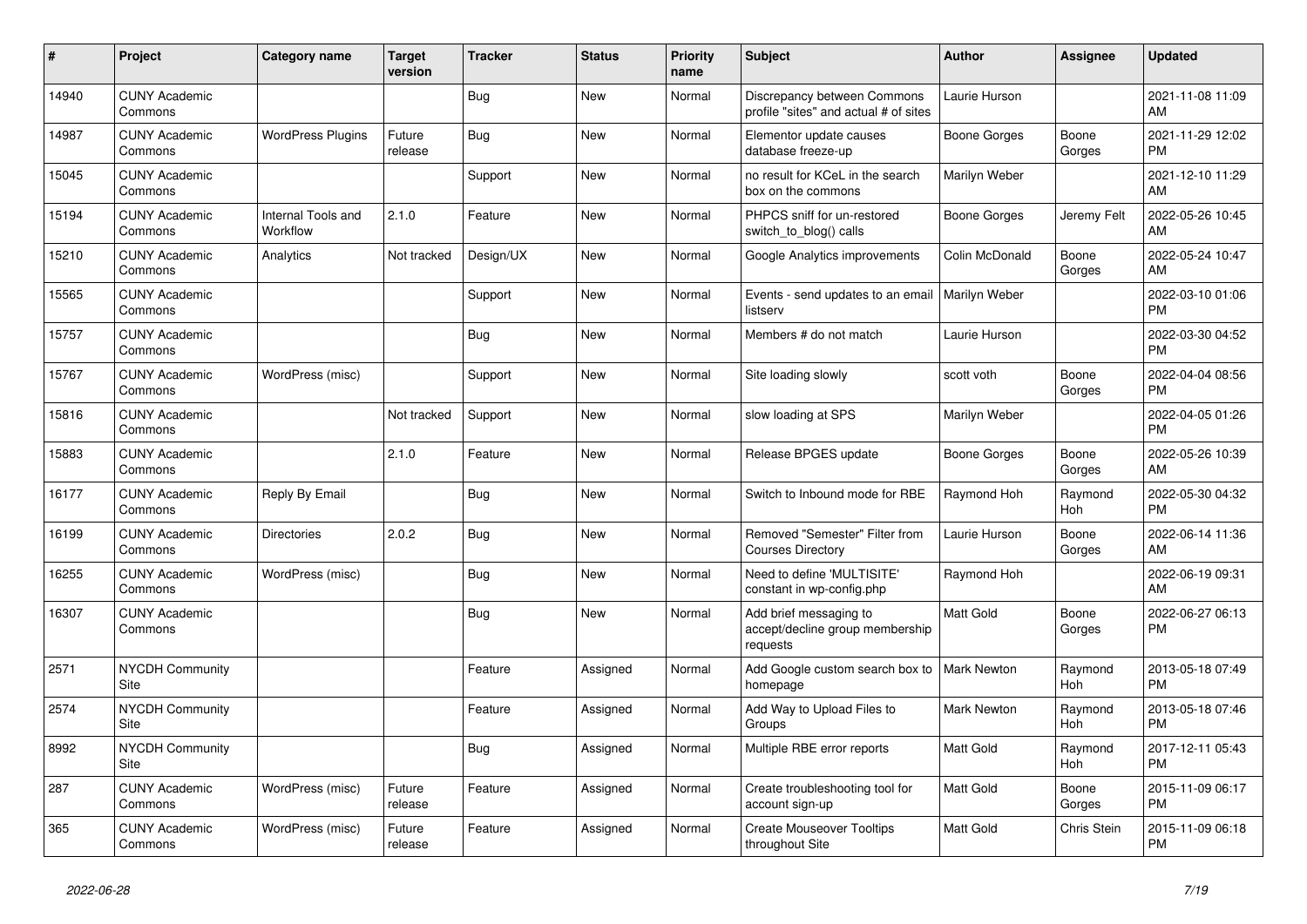| # | Project | Category name | Target version | Tracker | Status | Priority name | Subject | Author | Assignee | Updated |
|---|---|---|---|---|---|---|---|---|---|---|
| 14940 | CUNY Academic Commons | | | Bug | New | Normal | Discrepancy between Commons profile "sites" and actual # of sites | Laurie Hurson | | 2021-11-08 11:09 AM |
| 14987 | CUNY Academic Commons | WordPress Plugins | Future release | Bug | New | Normal | Elementor update causes database freeze-up | Boone Gorges | Boone Gorges | 2021-11-29 12:02 PM |
| 15045 | CUNY Academic Commons | | | Support | New | Normal | no result for KCeL in the search box on the commons | Marilyn Weber | | 2021-12-10 11:29 AM |
| 15194 | CUNY Academic Commons | Internal Tools and Workflow | 2.1.0 | Feature | New | Normal | PHPCS sniff for un-restored switch_to_blog() calls | Boone Gorges | Jeremy Felt | 2022-05-26 10:45 AM |
| 15210 | CUNY Academic Commons | Analytics | Not tracked | Design/UX | New | Normal | Google Analytics improvements | Colin McDonald | Boone Gorges | 2022-05-24 10:47 AM |
| 15565 | CUNY Academic Commons | | | Support | New | Normal | Events - send updates to an email listserv | Marilyn Weber | | 2022-03-10 01:06 PM |
| 15757 | CUNY Academic Commons | | | Bug | New | Normal | Members # do not match | Laurie Hurson | | 2022-03-30 04:52 PM |
| 15767 | CUNY Academic Commons | WordPress (misc) | | Support | New | Normal | Site loading slowly | scott voth | Boone Gorges | 2022-04-04 08:56 PM |
| 15816 | CUNY Academic Commons | | Not tracked | Support | New | Normal | slow loading at SPS | Marilyn Weber | | 2022-04-05 01:26 PM |
| 15883 | CUNY Academic Commons | | 2.1.0 | Feature | New | Normal | Release BPGES update | Boone Gorges | Boone Gorges | 2022-05-26 10:39 AM |
| 16177 | CUNY Academic Commons | Reply By Email | | Bug | New | Normal | Switch to Inbound mode for RBE | Raymond Hoh | Raymond Hoh | 2022-05-30 04:32 PM |
| 16199 | CUNY Academic Commons | Directories | 2.0.2 | Bug | New | Normal | Removed "Semester" Filter from Courses Directory | Laurie Hurson | Boone Gorges | 2022-06-14 11:36 AM |
| 16255 | CUNY Academic Commons | WordPress (misc) | | Bug | New | Normal | Need to define 'MULTISITE' constant in wp-config.php | Raymond Hoh | | 2022-06-19 09:31 AM |
| 16307 | CUNY Academic Commons | | | Bug | New | Normal | Add brief messaging to accept/decline group membership requests | Matt Gold | Boone Gorges | 2022-06-27 06:13 PM |
| 2571 | NYCDH Community Site | | | Feature | Assigned | Normal | Add Google custom search box to homepage | Mark Newton | Raymond Hoh | 2013-05-18 07:49 PM |
| 2574 | NYCDH Community Site | | | Feature | Assigned | Normal | Add Way to Upload Files to Groups | Mark Newton | Raymond Hoh | 2013-05-18 07:46 PM |
| 8992 | NYCDH Community Site | | | Bug | Assigned | Normal | Multiple RBE error reports | Matt Gold | Raymond Hoh | 2017-12-11 05:43 PM |
| 287 | CUNY Academic Commons | WordPress (misc) | Future release | Feature | Assigned | Normal | Create troubleshooting tool for account sign-up | Matt Gold | Boone Gorges | 2015-11-09 06:17 PM |
| 365 | CUNY Academic Commons | WordPress (misc) | Future release | Feature | Assigned | Normal | Create Mouseover Tooltips throughout Site | Matt Gold | Chris Stein | 2015-11-09 06:18 PM |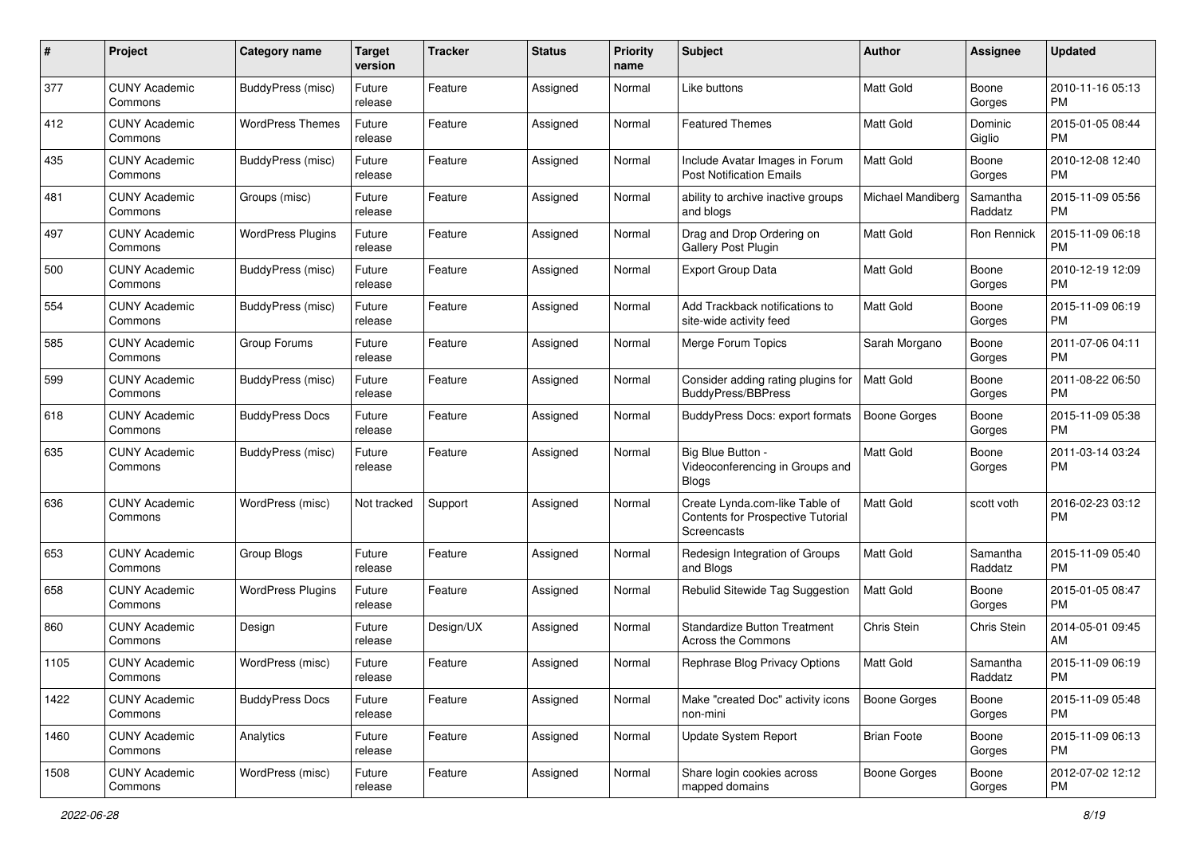| # | Project | Category name | Target version | Tracker | Status | Priority name | Subject | Author | Assignee | Updated |
|---|---|---|---|---|---|---|---|---|---|---|
| 377 | CUNY Academic Commons | BuddyPress (misc) | Future release | Feature | Assigned | Normal | Like buttons | Matt Gold | Boone Gorges | 2010-11-16 05:13 PM |
| 412 | CUNY Academic Commons | WordPress Themes | Future release | Feature | Assigned | Normal | Featured Themes | Matt Gold | Dominic Giglio | 2015-01-05 08:44 PM |
| 435 | CUNY Academic Commons | BuddyPress (misc) | Future release | Feature | Assigned | Normal | Include Avatar Images in Forum Post Notification Emails | Matt Gold | Boone Gorges | 2010-12-08 12:40 PM |
| 481 | CUNY Academic Commons | Groups (misc) | Future release | Feature | Assigned | Normal | ability to archive inactive groups and blogs | Michael Mandiberg | Samantha Raddatz | 2015-11-09 05:56 PM |
| 497 | CUNY Academic Commons | WordPress Plugins | Future release | Feature | Assigned | Normal | Drag and Drop Ordering on Gallery Post Plugin | Matt Gold | Ron Rennick | 2015-11-09 06:18 PM |
| 500 | CUNY Academic Commons | BuddyPress (misc) | Future release | Feature | Assigned | Normal | Export Group Data | Matt Gold | Boone Gorges | 2010-12-19 12:09 PM |
| 554 | CUNY Academic Commons | BuddyPress (misc) | Future release | Feature | Assigned | Normal | Add Trackback notifications to site-wide activity feed | Matt Gold | Boone Gorges | 2015-11-09 06:19 PM |
| 585 | CUNY Academic Commons | Group Forums | Future release | Feature | Assigned | Normal | Merge Forum Topics | Sarah Morgano | Boone Gorges | 2011-07-06 04:11 PM |
| 599 | CUNY Academic Commons | BuddyPress (misc) | Future release | Feature | Assigned | Normal | Consider adding rating plugins for BuddyPress/BBPress | Matt Gold | Boone Gorges | 2011-08-22 06:50 PM |
| 618 | CUNY Academic Commons | BuddyPress Docs | Future release | Feature | Assigned | Normal | BuddyPress Docs: export formats | Boone Gorges | Boone Gorges | 2015-11-09 05:38 PM |
| 635 | CUNY Academic Commons | BuddyPress (misc) | Future release | Feature | Assigned | Normal | Big Blue Button - Videoconferencing in Groups and Blogs | Matt Gold | Boone Gorges | 2011-03-14 03:24 PM |
| 636 | CUNY Academic Commons | WordPress (misc) | Not tracked | Support | Assigned | Normal | Create Lynda.com-like Table of Contents for Prospective Tutorial Screencasts | Matt Gold | scott voth | 2016-02-23 03:12 PM |
| 653 | CUNY Academic Commons | Group Blogs | Future release | Feature | Assigned | Normal | Redesign Integration of Groups and Blogs | Matt Gold | Samantha Raddatz | 2015-11-09 05:40 PM |
| 658 | CUNY Academic Commons | WordPress Plugins | Future release | Feature | Assigned | Normal | Rebulid Sitewide Tag Suggestion | Matt Gold | Boone Gorges | 2015-01-05 08:47 PM |
| 860 | CUNY Academic Commons | Design | Future release | Design/UX | Assigned | Normal | Standardize Button Treatment Across the Commons | Chris Stein | Chris Stein | 2014-05-01 09:45 AM |
| 1105 | CUNY Academic Commons | WordPress (misc) | Future release | Feature | Assigned | Normal | Rephrase Blog Privacy Options | Matt Gold | Samantha Raddatz | 2015-11-09 06:19 PM |
| 1422 | CUNY Academic Commons | BuddyPress Docs | Future release | Feature | Assigned | Normal | Make "created Doc" activity icons non-mini | Boone Gorges | Boone Gorges | 2015-11-09 05:48 PM |
| 1460 | CUNY Academic Commons | Analytics | Future release | Feature | Assigned | Normal | Update System Report | Brian Foote | Boone Gorges | 2015-11-09 06:13 PM |
| 1508 | CUNY Academic Commons | WordPress (misc) | Future release | Feature | Assigned | Normal | Share login cookies across mapped domains | Boone Gorges | Boone Gorges | 2012-07-02 12:12 PM |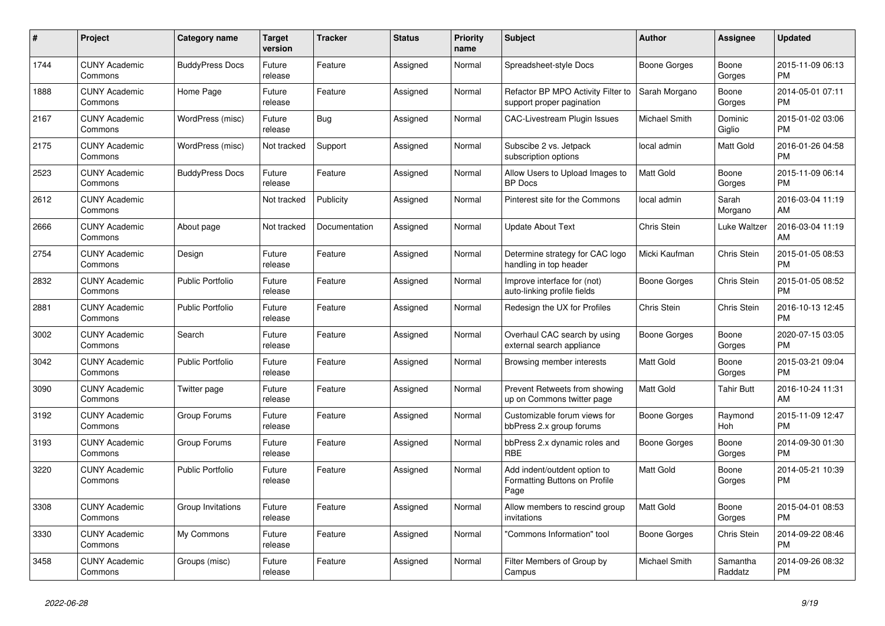| # | Project | Category name | Target version | Tracker | Status | Priority name | Subject | Author | Assignee | Updated |
|---|---|---|---|---|---|---|---|---|---|---|
| 1744 | CUNY Academic Commons | BuddyPress Docs | Future release | Feature | Assigned | Normal | Spreadsheet-style Docs | Boone Gorges | Boone Gorges | 2015-11-09 06:13 PM |
| 1888 | CUNY Academic Commons | Home Page | Future release | Feature | Assigned | Normal | Refactor BP MPO Activity Filter to support proper pagination | Sarah Morgano | Boone Gorges | 2014-05-01 07:11 PM |
| 2167 | CUNY Academic Commons | WordPress (misc) | Future release | Bug | Assigned | Normal | CAC-Livestream Plugin Issues | Michael Smith | Dominic Giglio | 2015-01-02 03:06 PM |
| 2175 | CUNY Academic Commons | WordPress (misc) | Not tracked | Support | Assigned | Normal | Subscibe 2 vs. Jetpack subscription options | local admin | Matt Gold | 2016-01-26 04:58 PM |
| 2523 | CUNY Academic Commons | BuddyPress Docs | Future release | Feature | Assigned | Normal | Allow Users to Upload Images to BP Docs | Matt Gold | Boone Gorges | 2015-11-09 06:14 PM |
| 2612 | CUNY Academic Commons | | Not tracked | Publicity | Assigned | Normal | Pinterest site for the Commons | local admin | Sarah Morgano | 2016-03-04 11:19 AM |
| 2666 | CUNY Academic Commons | About page | Not tracked | Documentation | Assigned | Normal | Update About Text | Chris Stein | Luke Waltzer | 2016-03-04 11:19 AM |
| 2754 | CUNY Academic Commons | Design | Future release | Feature | Assigned | Normal | Determine strategy for CAC logo handling in top header | Micki Kaufman | Chris Stein | 2015-01-05 08:53 PM |
| 2832 | CUNY Academic Commons | Public Portfolio | Future release | Feature | Assigned | Normal | Improve interface for (not) auto-linking profile fields | Boone Gorges | Chris Stein | 2015-01-05 08:52 PM |
| 2881 | CUNY Academic Commons | Public Portfolio | Future release | Feature | Assigned | Normal | Redesign the UX for Profiles | Chris Stein | Chris Stein | 2016-10-13 12:45 PM |
| 3002 | CUNY Academic Commons | Search | Future release | Feature | Assigned | Normal | Overhaul CAC search by using external search appliance | Boone Gorges | Boone Gorges | 2020-07-15 03:05 PM |
| 3042 | CUNY Academic Commons | Public Portfolio | Future release | Feature | Assigned | Normal | Browsing member interests | Matt Gold | Boone Gorges | 2015-03-21 09:04 PM |
| 3090 | CUNY Academic Commons | Twitter page | Future release | Feature | Assigned | Normal | Prevent Retweets from showing up on Commons twitter page | Matt Gold | Tahir Butt | 2016-10-24 11:31 AM |
| 3192 | CUNY Academic Commons | Group Forums | Future release | Feature | Assigned | Normal | Customizable forum views for bbPress 2.x group forums | Boone Gorges | Raymond Hoh | 2015-11-09 12:47 PM |
| 3193 | CUNY Academic Commons | Group Forums | Future release | Feature | Assigned | Normal | bbPress 2.x dynamic roles and RBE | Boone Gorges | Boone Gorges | 2014-09-30 01:30 PM |
| 3220 | CUNY Academic Commons | Public Portfolio | Future release | Feature | Assigned | Normal | Add indent/outdent option to Formatting Buttons on Profile Page | Matt Gold | Boone Gorges | 2014-05-21 10:39 PM |
| 3308 | CUNY Academic Commons | Group Invitations | Future release | Feature | Assigned | Normal | Allow members to rescind group invitations | Matt Gold | Boone Gorges | 2015-04-01 08:53 PM |
| 3330 | CUNY Academic Commons | My Commons | Future release | Feature | Assigned | Normal | "Commons Information" tool | Boone Gorges | Chris Stein | 2014-09-22 08:46 PM |
| 3458 | CUNY Academic Commons | Groups (misc) | Future release | Feature | Assigned | Normal | Filter Members of Group by Campus | Michael Smith | Samantha Raddatz | 2014-09-26 08:32 PM |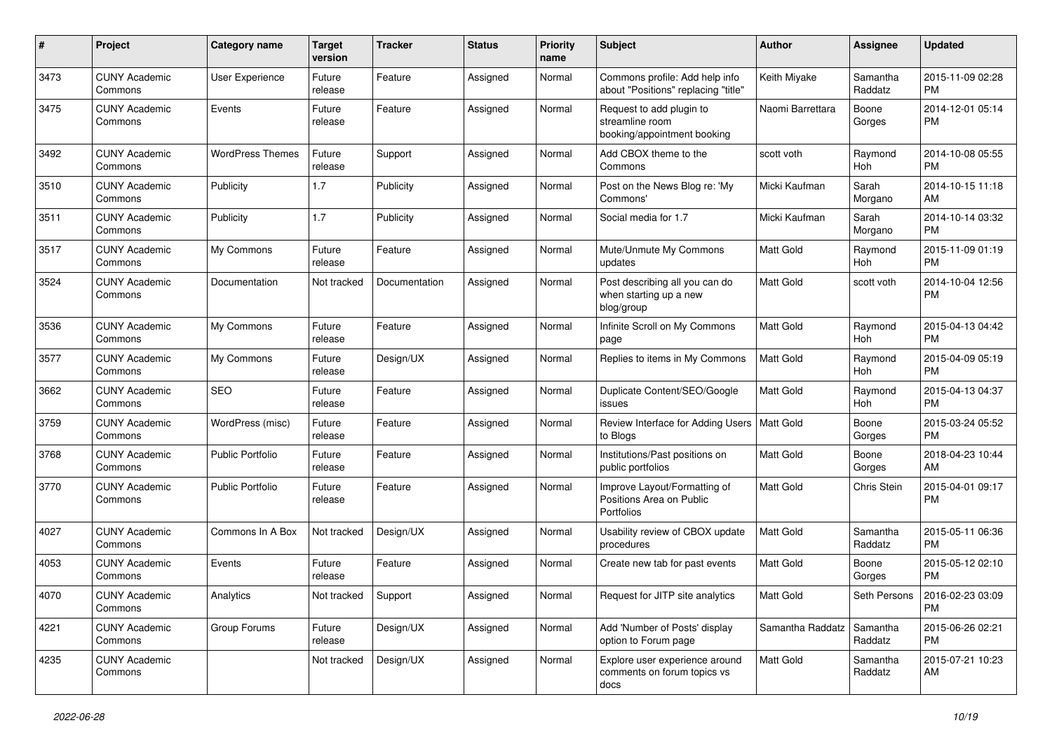| # | Project | Category name | Target version | Tracker | Status | Priority name | Subject | Author | Assignee | Updated |
|---|---|---|---|---|---|---|---|---|---|---|
| 3473 | CUNY Academic Commons | User Experience | Future release | Feature | Assigned | Normal | Commons profile: Add help info about "Positions" replacing "title" | Keith Miyake | Samantha Raddatz | 2015-11-09 02:28 PM |
| 3475 | CUNY Academic Commons | Events | Future release | Feature | Assigned | Normal | Request to add plugin to streamline room booking/appointment booking | Naomi Barrettara | Boone Gorges | 2014-12-01 05:14 PM |
| 3492 | CUNY Academic Commons | WordPress Themes | Future release | Support | Assigned | Normal | Add CBOX theme to the Commons | scott voth | Raymond Hoh | 2014-10-08 05:55 PM |
| 3510 | CUNY Academic Commons | Publicity | 1.7 | Publicity | Assigned | Normal | Post on the News Blog re: 'My Commons' | Micki Kaufman | Sarah Morgano | 2014-10-15 11:18 AM |
| 3511 | CUNY Academic Commons | Publicity | 1.7 | Publicity | Assigned | Normal | Social media for 1.7 | Micki Kaufman | Sarah Morgano | 2014-10-14 03:32 PM |
| 3517 | CUNY Academic Commons | My Commons | Future release | Feature | Assigned | Normal | Mute/Unmute My Commons updates | Matt Gold | Raymond Hoh | 2015-11-09 01:19 PM |
| 3524 | CUNY Academic Commons | Documentation | Not tracked | Documentation | Assigned | Normal | Post describing all you can do when starting up a new blog/group | Matt Gold | scott voth | 2014-10-04 12:56 PM |
| 3536 | CUNY Academic Commons | My Commons | Future release | Feature | Assigned | Normal | Infinite Scroll on My Commons page | Matt Gold | Raymond Hoh | 2015-04-13 04:42 PM |
| 3577 | CUNY Academic Commons | My Commons | Future release | Design/UX | Assigned | Normal | Replies to items in My Commons | Matt Gold | Raymond Hoh | 2015-04-09 05:19 PM |
| 3662 | CUNY Academic Commons | SEO | Future release | Feature | Assigned | Normal | Duplicate Content/SEO/Google issues | Matt Gold | Raymond Hoh | 2015-04-13 04:37 PM |
| 3759 | CUNY Academic Commons | WordPress (misc) | Future release | Feature | Assigned | Normal | Review Interface for Adding Users to Blogs | Matt Gold | Boone Gorges | 2015-03-24 05:52 PM |
| 3768 | CUNY Academic Commons | Public Portfolio | Future release | Feature | Assigned | Normal | Institutions/Past positions on public portfolios | Matt Gold | Boone Gorges | 2018-04-23 10:44 AM |
| 3770 | CUNY Academic Commons | Public Portfolio | Future release | Feature | Assigned | Normal | Improve Layout/Formatting of Positions Area on Public Portfolios | Matt Gold | Chris Stein | 2015-04-01 09:17 PM |
| 4027 | CUNY Academic Commons | Commons In A Box | Not tracked | Design/UX | Assigned | Normal | Usability review of CBOX update procedures | Matt Gold | Samantha Raddatz | 2015-05-11 06:36 PM |
| 4053 | CUNY Academic Commons | Events | Future release | Feature | Assigned | Normal | Create new tab for past events | Matt Gold | Boone Gorges | 2015-05-12 02:10 PM |
| 4070 | CUNY Academic Commons | Analytics | Not tracked | Support | Assigned | Normal | Request for JITP site analytics | Matt Gold | Seth Persons | 2016-02-23 03:09 PM |
| 4221 | CUNY Academic Commons | Group Forums | Future release | Design/UX | Assigned | Normal | Add 'Number of Posts' display option to Forum page | Samantha Raddatz | Samantha Raddatz | 2015-06-26 02:21 PM |
| 4235 | CUNY Academic Commons | | Not tracked | Design/UX | Assigned | Normal | Explore user experience around comments on forum topics vs docs | Matt Gold | Samantha Raddatz | 2015-07-21 10:23 AM |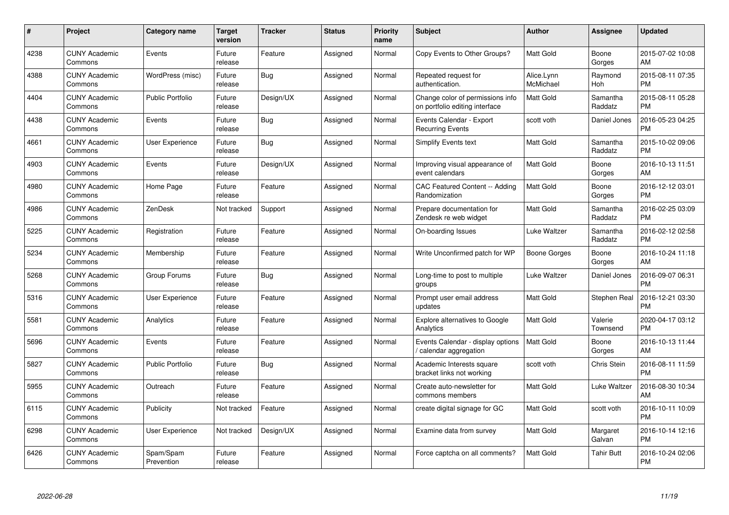| # | Project | Category name | Target version | Tracker | Status | Priority name | Subject | Author | Assignee | Updated |
|---|---|---|---|---|---|---|---|---|---|---|
| 4238 | CUNY Academic Commons | Events | Future release | Feature | Assigned | Normal | Copy Events to Other Groups? | Matt Gold | Boone Gorges | 2015-07-02 10:08 AM |
| 4388 | CUNY Academic Commons | WordPress (misc) | Future release | Bug | Assigned | Normal | Repeated request for authentication. | Alice.Lynn McMichael | Raymond Hoh | 2015-08-11 07:35 PM |
| 4404 | CUNY Academic Commons | Public Portfolio | Future release | Design/UX | Assigned | Normal | Change color of permissions info on portfolio editing interface | Matt Gold | Samantha Raddatz | 2015-08-11 05:28 PM |
| 4438 | CUNY Academic Commons | Events | Future release | Bug | Assigned | Normal | Events Calendar - Export Recurring Events | scott voth | Daniel Jones | 2016-05-23 04:25 PM |
| 4661 | CUNY Academic Commons | User Experience | Future release | Bug | Assigned | Normal | Simplify Events text | Matt Gold | Samantha Raddatz | 2015-10-02 09:06 PM |
| 4903 | CUNY Academic Commons | Events | Future release | Design/UX | Assigned | Normal | Improving visual appearance of event calendars | Matt Gold | Boone Gorges | 2016-10-13 11:51 AM |
| 4980 | CUNY Academic Commons | Home Page | Future release | Feature | Assigned | Normal | CAC Featured Content -- Adding Randomization | Matt Gold | Boone Gorges | 2016-12-12 03:01 PM |
| 4986 | CUNY Academic Commons | ZenDesk | Not tracked | Support | Assigned | Normal | Prepare documentation for Zendesk re web widget | Matt Gold | Samantha Raddatz | 2016-02-25 03:09 PM |
| 5225 | CUNY Academic Commons | Registration | Future release | Feature | Assigned | Normal | On-boarding Issues | Luke Waltzer | Samantha Raddatz | 2016-02-12 02:58 PM |
| 5234 | CUNY Academic Commons | Membership | Future release | Feature | Assigned | Normal | Write Unconfirmed patch for WP | Boone Gorges | Boone Gorges | 2016-10-24 11:18 AM |
| 5268 | CUNY Academic Commons | Group Forums | Future release | Bug | Assigned | Normal | Long-time to post to multiple groups | Luke Waltzer | Daniel Jones | 2016-09-07 06:31 PM |
| 5316 | CUNY Academic Commons | User Experience | Future release | Feature | Assigned | Normal | Prompt user email address updates | Matt Gold | Stephen Real | 2016-12-21 03:30 PM |
| 5581 | CUNY Academic Commons | Analytics | Future release | Feature | Assigned | Normal | Explore alternatives to Google Analytics | Matt Gold | Valerie Townsend | 2020-04-17 03:12 PM |
| 5696 | CUNY Academic Commons | Events | Future release | Feature | Assigned | Normal | Events Calendar - display options / calendar aggregation | Matt Gold | Boone Gorges | 2016-10-13 11:44 AM |
| 5827 | CUNY Academic Commons | Public Portfolio | Future release | Bug | Assigned | Normal | Academic Interests square bracket links not working | scott voth | Chris Stein | 2016-08-11 11:59 PM |
| 5955 | CUNY Academic Commons | Outreach | Future release | Feature | Assigned | Normal | Create auto-newsletter for commons members | Matt Gold | Luke Waltzer | 2016-08-30 10:34 AM |
| 6115 | CUNY Academic Commons | Publicity | Not tracked | Feature | Assigned | Normal | create digital signage for GC | Matt Gold | scott voth | 2016-10-11 10:09 PM |
| 6298 | CUNY Academic Commons | User Experience | Not tracked | Design/UX | Assigned | Normal | Examine data from survey | Matt Gold | Margaret Galvan | 2016-10-14 12:16 PM |
| 6426 | CUNY Academic Commons | Spam/Spam Prevention | Future release | Feature | Assigned | Normal | Force captcha on all comments? | Matt Gold | Tahir Butt | 2016-10-24 02:06 PM |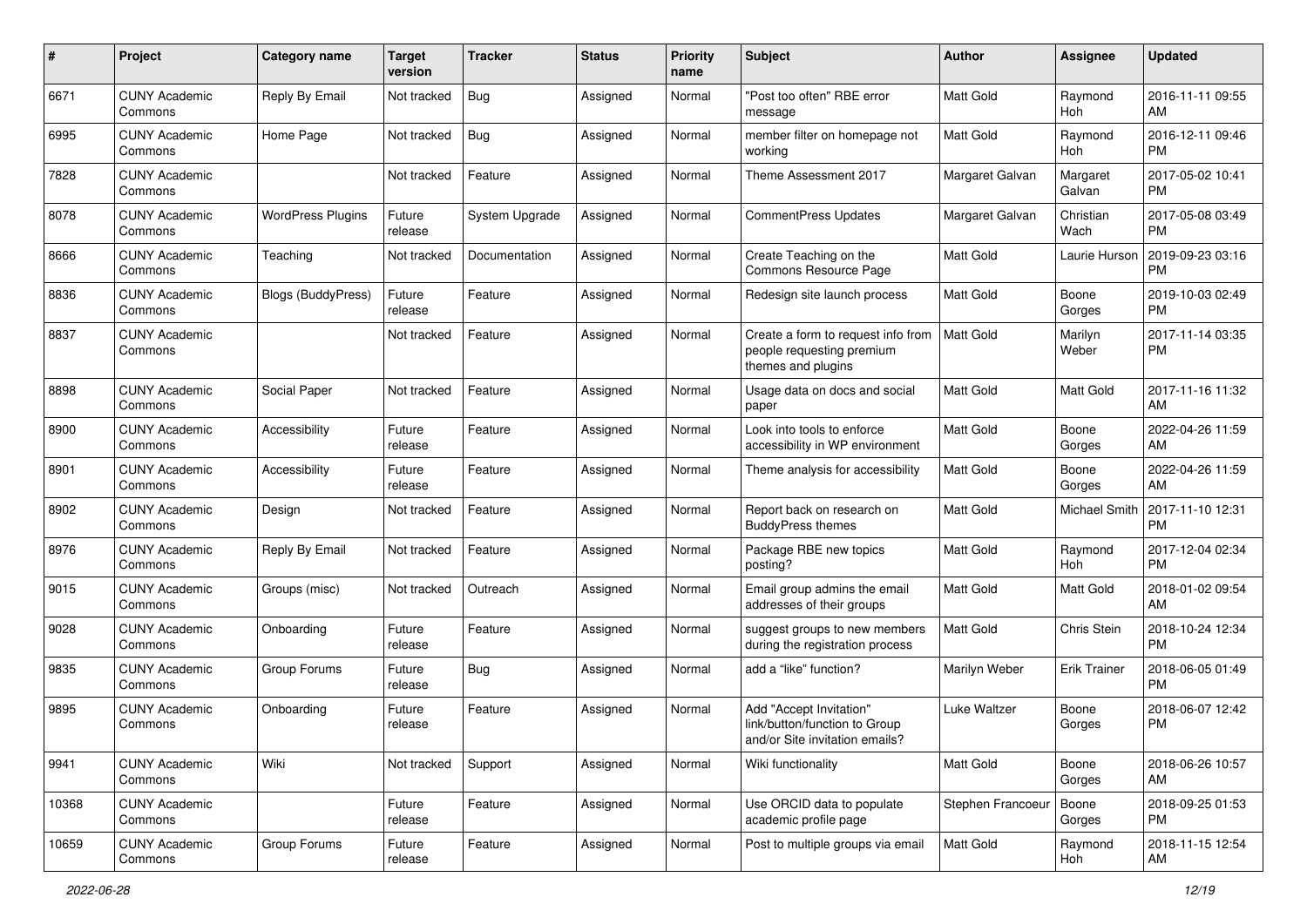| # | Project | Category name | Target version | Tracker | Status | Priority name | Subject | Author | Assignee | Updated |
|---|---|---|---|---|---|---|---|---|---|---|
| 6671 | CUNY Academic Commons | Reply By Email | Not tracked | Bug | Assigned | Normal | "Post too often" RBE error message | Matt Gold | Raymond Hoh | 2016-11-11 09:55 AM |
| 6995 | CUNY Academic Commons | Home Page | Not tracked | Bug | Assigned | Normal | member filter on homepage not working | Matt Gold | Raymond Hoh | 2016-12-11 09:46 PM |
| 7828 | CUNY Academic Commons | | Not tracked | Feature | Assigned | Normal | Theme Assessment 2017 | Margaret Galvan | Margaret Galvan | 2017-05-02 10:41 PM |
| 8078 | CUNY Academic Commons | WordPress Plugins | Future release | System Upgrade | Assigned | Normal | CommentPress Updates | Margaret Galvan | Christian Wach | 2017-05-08 03:49 PM |
| 8666 | CUNY Academic Commons | Teaching | Not tracked | Documentation | Assigned | Normal | Create Teaching on the Commons Resource Page | Matt Gold | Laurie Hurson | 2019-09-23 03:16 PM |
| 8836 | CUNY Academic Commons | Blogs (BuddyPress) | Future release | Feature | Assigned | Normal | Redesign site launch process | Matt Gold | Boone Gorges | 2019-10-03 02:49 PM |
| 8837 | CUNY Academic Commons | | Not tracked | Feature | Assigned | Normal | Create a form to request info from people requesting premium themes and plugins | Matt Gold | Marilyn Weber | 2017-11-14 03:35 PM |
| 8898 | CUNY Academic Commons | Social Paper | Not tracked | Feature | Assigned | Normal | Usage data on docs and social paper | Matt Gold | Matt Gold | 2017-11-16 11:32 AM |
| 8900 | CUNY Academic Commons | Accessibility | Future release | Feature | Assigned | Normal | Look into tools to enforce accessibility in WP environment | Matt Gold | Boone Gorges | 2022-04-26 11:59 AM |
| 8901 | CUNY Academic Commons | Accessibility | Future release | Feature | Assigned | Normal | Theme analysis for accessibility | Matt Gold | Boone Gorges | 2022-04-26 11:59 AM |
| 8902 | CUNY Academic Commons | Design | Not tracked | Feature | Assigned | Normal | Report back on research on BuddyPress themes | Matt Gold | Michael Smith | 2017-11-10 12:31 PM |
| 8976 | CUNY Academic Commons | Reply By Email | Not tracked | Feature | Assigned | Normal | Package RBE new topics posting? | Matt Gold | Raymond Hoh | 2017-12-04 02:34 PM |
| 9015 | CUNY Academic Commons | Groups (misc) | Not tracked | Outreach | Assigned | Normal | Email group admins the email addresses of their groups | Matt Gold | Matt Gold | 2018-01-02 09:54 AM |
| 9028 | CUNY Academic Commons | Onboarding | Future release | Feature | Assigned | Normal | suggest groups to new members during the registration process | Matt Gold | Chris Stein | 2018-10-24 12:34 PM |
| 9835 | CUNY Academic Commons | Group Forums | Future release | Bug | Assigned | Normal | add a "like" function? | Marilyn Weber | Erik Trainer | 2018-06-05 01:49 PM |
| 9895 | CUNY Academic Commons | Onboarding | Future release | Feature | Assigned | Normal | Add "Accept Invitation" link/button/function to Group and/or Site invitation emails? | Luke Waltzer | Boone Gorges | 2018-06-07 12:42 PM |
| 9941 | CUNY Academic Commons | Wiki | Not tracked | Support | Assigned | Normal | Wiki functionality | Matt Gold | Boone Gorges | 2018-06-26 10:57 AM |
| 10368 | CUNY Academic Commons | | Future release | Feature | Assigned | Normal | Use ORCID data to populate academic profile page | Stephen Francoeur | Boone Gorges | 2018-09-25 01:53 PM |
| 10659 | CUNY Academic Commons | Group Forums | Future release | Feature | Assigned | Normal | Post to multiple groups via email | Matt Gold | Raymond Hoh | 2018-11-15 12:54 AM |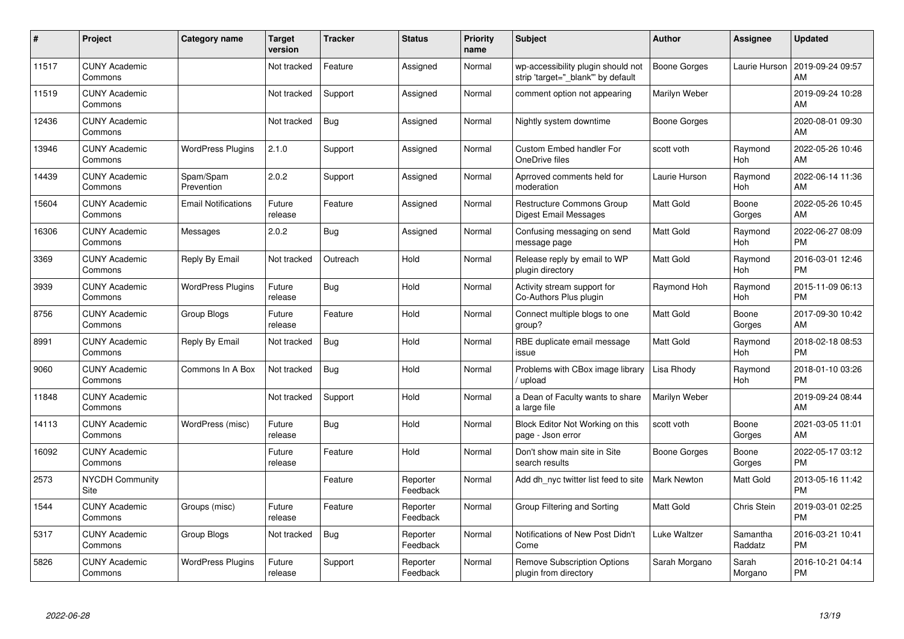| # | Project | Category name | Target version | Tracker | Status | Priority name | Subject | Author | Assignee | Updated |
|---|---|---|---|---|---|---|---|---|---|---|
| 11517 | CUNY Academic Commons | | Not tracked | Feature | Assigned | Normal | wp-accessibility plugin should not strip 'target="_blank"' by default | Boone Gorges | Laurie Hurson | 2019-09-24 09:57 AM |
| 11519 | CUNY Academic Commons | | Not tracked | Support | Assigned | Normal | comment option not appearing | Marilyn Weber | | 2019-09-24 10:28 AM |
| 12436 | CUNY Academic Commons | | Not tracked | Bug | Assigned | Normal | Nightly system downtime | Boone Gorges | | 2020-08-01 09:30 AM |
| 13946 | CUNY Academic Commons | WordPress Plugins | 2.1.0 | Support | Assigned | Normal | Custom Embed handler For OneDrive files | scott voth | Raymond Hoh | 2022-05-26 10:46 AM |
| 14439 | CUNY Academic Commons | Spam/Spam Prevention | 2.0.2 | Support | Assigned | Normal | Aprroved comments held for moderation | Laurie Hurson | Raymond Hoh | 2022-06-14 11:36 AM |
| 15604 | CUNY Academic Commons | Email Notifications | Future release | Feature | Assigned | Normal | Restructure Commons Group Digest Email Messages | Matt Gold | Boone Gorges | 2022-05-26 10:45 AM |
| 16306 | CUNY Academic Commons | Messages | 2.0.2 | Bug | Assigned | Normal | Confusing messaging on send message page | Matt Gold | Raymond Hoh | 2022-06-27 08:09 PM |
| 3369 | CUNY Academic Commons | Reply By Email | Not tracked | Outreach | Hold | Normal | Release reply by email to WP plugin directory | Matt Gold | Raymond Hoh | 2016-03-01 12:46 PM |
| 3939 | CUNY Academic Commons | WordPress Plugins | Future release | Bug | Hold | Normal | Activity stream support for Co-Authors Plus plugin | Raymond Hoh | Raymond Hoh | 2015-11-09 06:13 PM |
| 8756 | CUNY Academic Commons | Group Blogs | Future release | Feature | Hold | Normal | Connect multiple blogs to one group? | Matt Gold | Boone Gorges | 2017-09-30 10:42 AM |
| 8991 | CUNY Academic Commons | Reply By Email | Not tracked | Bug | Hold | Normal | RBE duplicate email message issue | Matt Gold | Raymond Hoh | 2018-02-18 08:53 PM |
| 9060 | CUNY Academic Commons | Commons In A Box | Not tracked | Bug | Hold | Normal | Problems with CBox image library / upload | Lisa Rhody | Raymond Hoh | 2018-01-10 03:26 PM |
| 11848 | CUNY Academic Commons | | Not tracked | Support | Hold | Normal | a Dean of Faculty wants to share a large file | Marilyn Weber | | 2019-09-24 08:44 AM |
| 14113 | CUNY Academic Commons | WordPress (misc) | Future release | Bug | Hold | Normal | Block Editor Not Working on this page - Json error | scott voth | Boone Gorges | 2021-03-05 11:01 AM |
| 16092 | CUNY Academic Commons | | Future release | Feature | Hold | Normal | Don't show main site in Site search results | Boone Gorges | Boone Gorges | 2022-05-17 03:12 PM |
| 2573 | NYCDH Community Site | | | Feature | Reporter Feedback | Normal | Add dh_nyc twitter list feed to site | Mark Newton | Matt Gold | 2013-05-16 11:42 PM |
| 1544 | CUNY Academic Commons | Groups (misc) | Future release | Feature | Reporter Feedback | Normal | Group Filtering and Sorting | Matt Gold | Chris Stein | 2019-03-01 02:25 PM |
| 5317 | CUNY Academic Commons | Group Blogs | Not tracked | Bug | Reporter Feedback | Normal | Notifications of New Post Didn't Come | Luke Waltzer | Samantha Raddatz | 2016-03-21 10:41 PM |
| 5826 | CUNY Academic Commons | WordPress Plugins | Future release | Support | Reporter Feedback | Normal | Remove Subscription Options plugin from directory | Sarah Morgano | Sarah Morgano | 2016-10-21 04:14 PM |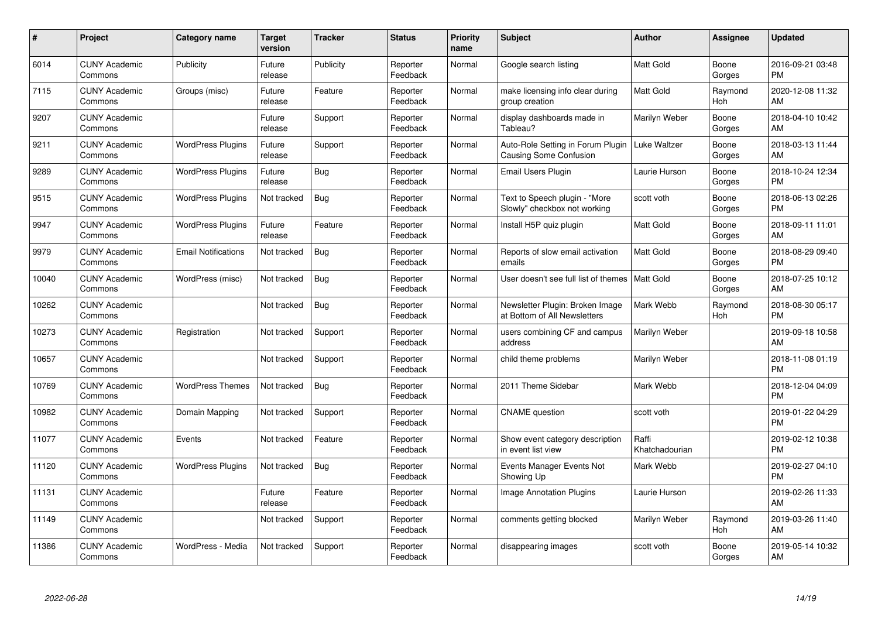| # | Project | Category name | Target version | Tracker | Status | Priority name | Subject | Author | Assignee | Updated |
|---|---|---|---|---|---|---|---|---|---|---|
| 6014 | CUNY Academic Commons | Publicity | Future release | Publicity | Reporter Feedback | Normal | Google search listing | Matt Gold | Boone Gorges | 2016-09-21 03:48 PM |
| 7115 | CUNY Academic Commons | Groups (misc) | Future release | Feature | Reporter Feedback | Normal | make licensing info clear during group creation | Matt Gold | Raymond Hoh | 2020-12-08 11:32 AM |
| 9207 | CUNY Academic Commons | | Future release | Support | Reporter Feedback | Normal | display dashboards made in Tableau? | Marilyn Weber | Boone Gorges | 2018-04-10 10:42 AM |
| 9211 | CUNY Academic Commons | WordPress Plugins | Future release | Support | Reporter Feedback | Normal | Auto-Role Setting in Forum Plugin Causing Some Confusion | Luke Waltzer | Boone Gorges | 2018-03-13 11:44 AM |
| 9289 | CUNY Academic Commons | WordPress Plugins | Future release | Bug | Reporter Feedback | Normal | Email Users Plugin | Laurie Hurson | Boone Gorges | 2018-10-24 12:34 PM |
| 9515 | CUNY Academic Commons | WordPress Plugins | Not tracked | Bug | Reporter Feedback | Normal | Text to Speech plugin - "More Slowly" checkbox not working | scott voth | Boone Gorges | 2018-06-13 02:26 PM |
| 9947 | CUNY Academic Commons | WordPress Plugins | Future release | Feature | Reporter Feedback | Normal | Install H5P quiz plugin | Matt Gold | Boone Gorges | 2018-09-11 11:01 AM |
| 9979 | CUNY Academic Commons | Email Notifications | Not tracked | Bug | Reporter Feedback | Normal | Reports of slow email activation emails | Matt Gold | Boone Gorges | 2018-08-29 09:40 PM |
| 10040 | CUNY Academic Commons | WordPress (misc) | Not tracked | Bug | Reporter Feedback | Normal | User doesn't see full list of themes | Matt Gold | Boone Gorges | 2018-07-25 10:12 AM |
| 10262 | CUNY Academic Commons | | Not tracked | Bug | Reporter Feedback | Normal | Newsletter Plugin: Broken Image at Bottom of All Newsletters | Mark Webb | Raymond Hoh | 2018-08-30 05:17 PM |
| 10273 | CUNY Academic Commons | Registration | Not tracked | Support | Reporter Feedback | Normal | users combining CF and campus address | Marilyn Weber | | 2019-09-18 10:58 AM |
| 10657 | CUNY Academic Commons | | Not tracked | Support | Reporter Feedback | Normal | child theme problems | Marilyn Weber | | 2018-11-08 01:19 PM |
| 10769 | CUNY Academic Commons | WordPress Themes | Not tracked | Bug | Reporter Feedback | Normal | 2011 Theme Sidebar | Mark Webb | | 2018-12-04 04:09 PM |
| 10982 | CUNY Academic Commons | Domain Mapping | Not tracked | Support | Reporter Feedback | Normal | CNAME question | scott voth | | 2019-01-22 04:29 PM |
| 11077 | CUNY Academic Commons | Events | Not tracked | Feature | Reporter Feedback | Normal | Show event category description in event list view | Raffi Khatchadourian | | 2019-02-12 10:38 PM |
| 11120 | CUNY Academic Commons | WordPress Plugins | Not tracked | Bug | Reporter Feedback | Normal | Events Manager Events Not Showing Up | Mark Webb | | 2019-02-27 04:10 PM |
| 11131 | CUNY Academic Commons | | Future release | Feature | Reporter Feedback | Normal | Image Annotation Plugins | Laurie Hurson | | 2019-02-26 11:33 AM |
| 11149 | CUNY Academic Commons | | Not tracked | Support | Reporter Feedback | Normal | comments getting blocked | Marilyn Weber | Raymond Hoh | 2019-03-26 11:40 AM |
| 11386 | CUNY Academic Commons | WordPress - Media | Not tracked | Support | Reporter Feedback | Normal | disappearing images | scott voth | Boone Gorges | 2019-05-14 10:32 AM |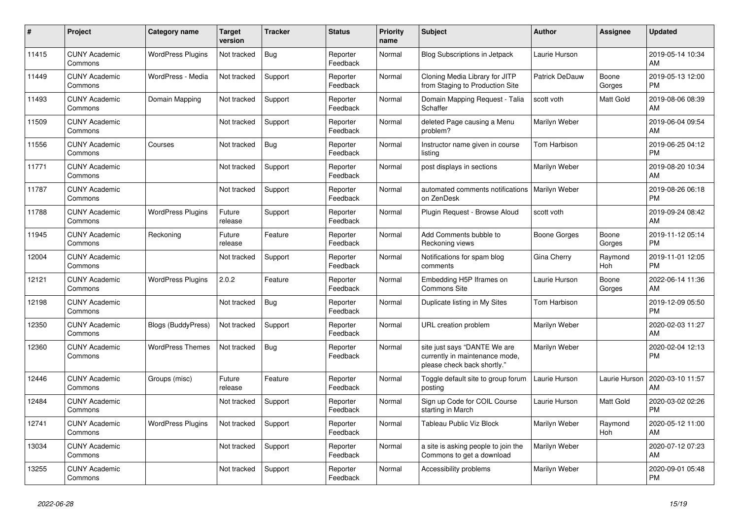| # | Project | Category name | Target version | Tracker | Status | Priority name | Subject | Author | Assignee | Updated |
|---|---|---|---|---|---|---|---|---|---|---|
| 11415 | CUNY Academic Commons | WordPress Plugins | Not tracked | Bug | Reporter Feedback | Normal | Blog Subscriptions in Jetpack | Laurie Hurson | | 2019-05-14 10:34 AM |
| 11449 | CUNY Academic Commons | WordPress - Media | Not tracked | Support | Reporter Feedback | Normal | Cloning Media Library for JITP from Staging to Production Site | Patrick DeDauw | Boone Gorges | 2019-05-13 12:00 PM |
| 11493 | CUNY Academic Commons | Domain Mapping | Not tracked | Support | Reporter Feedback | Normal | Domain Mapping Request - Talia Schaffer | scott voth | Matt Gold | 2019-08-06 08:39 AM |
| 11509 | CUNY Academic Commons | | Not tracked | Support | Reporter Feedback | Normal | deleted Page causing a Menu problem? | Marilyn Weber | | 2019-06-04 09:54 AM |
| 11556 | CUNY Academic Commons | Courses | Not tracked | Bug | Reporter Feedback | Normal | Instructor name given in course listing | Tom Harbison | | 2019-06-25 04:12 PM |
| 11771 | CUNY Academic Commons | | Not tracked | Support | Reporter Feedback | Normal | post displays in sections | Marilyn Weber | | 2019-08-20 10:34 AM |
| 11787 | CUNY Academic Commons | | Not tracked | Support | Reporter Feedback | Normal | automated comments notifications on ZenDesk | Marilyn Weber | | 2019-08-26 06:18 PM |
| 11788 | CUNY Academic Commons | WordPress Plugins | Future release | Support | Reporter Feedback | Normal | Plugin Request - Browse Aloud | scott voth | | 2019-09-24 08:42 AM |
| 11945 | CUNY Academic Commons | Reckoning | Future release | Feature | Reporter Feedback | Normal | Add Comments bubble to Reckoning views | Boone Gorges | Boone Gorges | 2019-11-12 05:14 PM |
| 12004 | CUNY Academic Commons | | Not tracked | Support | Reporter Feedback | Normal | Notifications for spam blog comments | Gina Cherry | Raymond Hoh | 2019-11-01 12:05 PM |
| 12121 | CUNY Academic Commons | WordPress Plugins | 2.0.2 | Feature | Reporter Feedback | Normal | Embedding H5P Iframes on Commons Site | Laurie Hurson | Boone Gorges | 2022-06-14 11:36 AM |
| 12198 | CUNY Academic Commons | | Not tracked | Bug | Reporter Feedback | Normal | Duplicate listing in My Sites | Tom Harbison | | 2019-12-09 05:50 PM |
| 12350 | CUNY Academic Commons | Blogs (BuddyPress) | Not tracked | Support | Reporter Feedback | Normal | URL creation problem | Marilyn Weber | | 2020-02-03 11:27 AM |
| 12360 | CUNY Academic Commons | WordPress Themes | Not tracked | Bug | Reporter Feedback | Normal | site just says "DANTE We are currently in maintenance mode, please check back shortly." | Marilyn Weber | | 2020-02-04 12:13 PM |
| 12446 | CUNY Academic Commons | Groups (misc) | Future release | Feature | Reporter Feedback | Normal | Toggle default site to group forum posting | Laurie Hurson | Laurie Hurson | 2020-03-10 11:57 AM |
| 12484 | CUNY Academic Commons | | Not tracked | Support | Reporter Feedback | Normal | Sign up Code for COIL Course starting in March | Laurie Hurson | Matt Gold | 2020-03-02 02:26 PM |
| 12741 | CUNY Academic Commons | WordPress Plugins | Not tracked | Support | Reporter Feedback | Normal | Tableau Public Viz Block | Marilyn Weber | Raymond Hoh | 2020-05-12 11:00 AM |
| 13034 | CUNY Academic Commons | | Not tracked | Support | Reporter Feedback | Normal | a site is asking people to join the Commons to get a download | Marilyn Weber | | 2020-07-12 07:23 AM |
| 13255 | CUNY Academic Commons | | Not tracked | Support | Reporter Feedback | Normal | Accessibility problems | Marilyn Weber | | 2020-09-01 05:48 PM |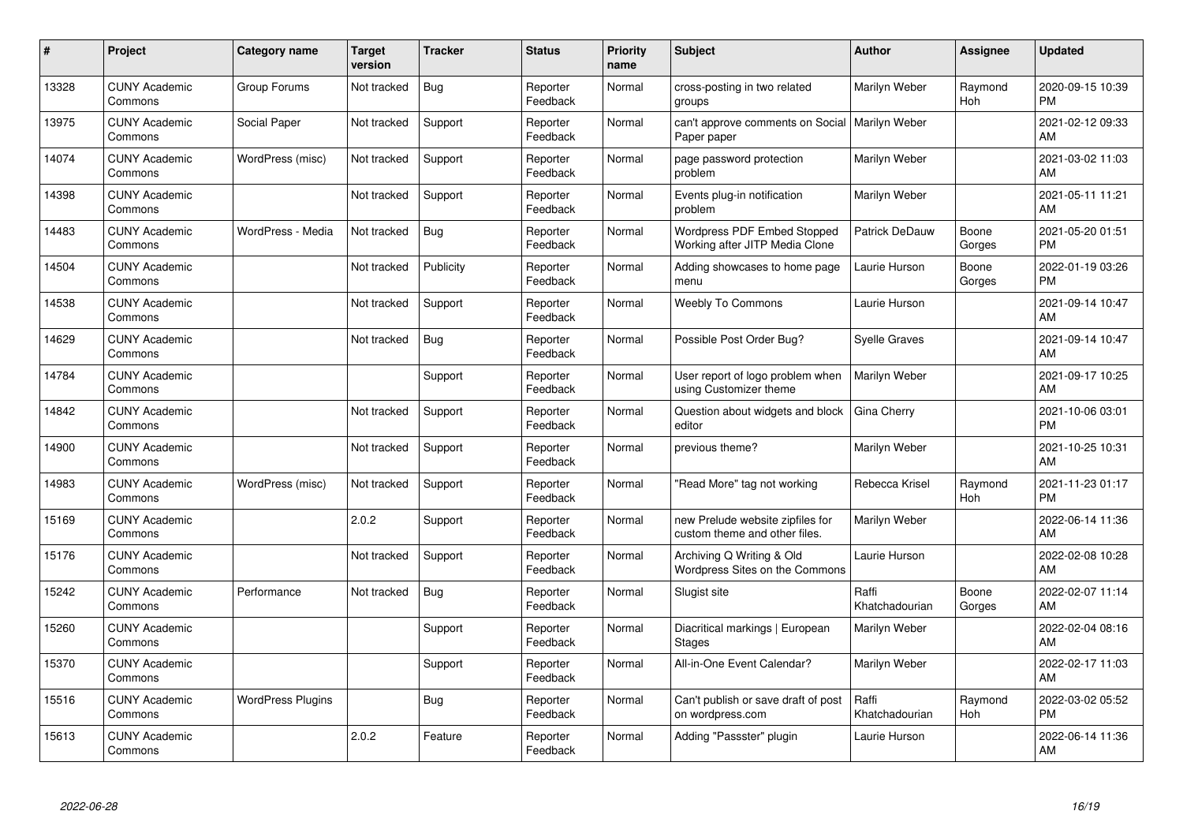| # | Project | Category name | Target version | Tracker | Status | Priority name | Subject | Author | Assignee | Updated |
|---|---|---|---|---|---|---|---|---|---|---|
| 13328 | CUNY Academic Commons | Group Forums | Not tracked | Bug | Reporter Feedback | Normal | cross-posting in two related groups | Marilyn Weber | Raymond Hoh | 2020-09-15 10:39 PM |
| 13975 | CUNY Academic Commons | Social Paper | Not tracked | Support | Reporter Feedback | Normal | can't approve comments on Social Paper paper | Marilyn Weber | | 2021-02-12 09:33 AM |
| 14074 | CUNY Academic Commons | WordPress (misc) | Not tracked | Support | Reporter Feedback | Normal | page password protection problem | Marilyn Weber | | 2021-03-02 11:03 AM |
| 14398 | CUNY Academic Commons | | Not tracked | Support | Reporter Feedback | Normal | Events plug-in notification problem | Marilyn Weber | | 2021-05-11 11:21 AM |
| 14483 | CUNY Academic Commons | WordPress - Media | Not tracked | Bug | Reporter Feedback | Normal | Wordpress PDF Embed Stopped Working after JITP Media Clone | Patrick DeDauw | Boone Gorges | 2021-05-20 01:51 PM |
| 14504 | CUNY Academic Commons | | Not tracked | Publicity | Reporter Feedback | Normal | Adding showcases to home page menu | Laurie Hurson | Boone Gorges | 2022-01-19 03:26 PM |
| 14538 | CUNY Academic Commons | | Not tracked | Support | Reporter Feedback | Normal | Weebly To Commons | Laurie Hurson | | 2021-09-14 10:47 AM |
| 14629 | CUNY Academic Commons | | Not tracked | Bug | Reporter Feedback | Normal | Possible Post Order Bug? | Syelle Graves | | 2021-09-14 10:47 AM |
| 14784 | CUNY Academic Commons | | | Support | Reporter Feedback | Normal | User report of logo problem when using Customizer theme | Marilyn Weber | | 2021-09-17 10:25 AM |
| 14842 | CUNY Academic Commons | | Not tracked | Support | Reporter Feedback | Normal | Question about widgets and block editor | Gina Cherry | | 2021-10-06 03:01 PM |
| 14900 | CUNY Academic Commons | | Not tracked | Support | Reporter Feedback | Normal | previous theme? | Marilyn Weber | | 2021-10-25 10:31 AM |
| 14983 | CUNY Academic Commons | WordPress (misc) | Not tracked | Support | Reporter Feedback | Normal | "Read More" tag not working | Rebecca Krisel | Raymond Hoh | 2021-11-23 01:17 PM |
| 15169 | CUNY Academic Commons | | 2.0.2 | Support | Reporter Feedback | Normal | new Prelude website zipfiles for custom theme and other files. | Marilyn Weber | | 2022-06-14 11:36 AM |
| 15176 | CUNY Academic Commons | | Not tracked | Support | Reporter Feedback | Normal | Archiving Q Writing & Old Wordpress Sites on the Commons | Laurie Hurson | | 2022-02-08 10:28 AM |
| 15242 | CUNY Academic Commons | Performance | Not tracked | Bug | Reporter Feedback | Normal | Slugist site | Raffi Khatchadourian | Boone Gorges | 2022-02-07 11:14 AM |
| 15260 | CUNY Academic Commons | | | Support | Reporter Feedback | Normal | Diacritical markings \| European Stages | Marilyn Weber | | 2022-02-04 08:16 AM |
| 15370 | CUNY Academic Commons | | | Support | Reporter Feedback | Normal | All-in-One Event Calendar? | Marilyn Weber | | 2022-02-17 11:03 AM |
| 15516 | CUNY Academic Commons | WordPress Plugins | | Bug | Reporter Feedback | Normal | Can't publish or save draft of post on wordpress.com | Raffi Khatchadourian | Raymond Hoh | 2022-03-02 05:52 PM |
| 15613 | CUNY Academic Commons | | 2.0.2 | Feature | Reporter Feedback | Normal | Adding "Passster" plugin | Laurie Hurson | | 2022-06-14 11:36 AM |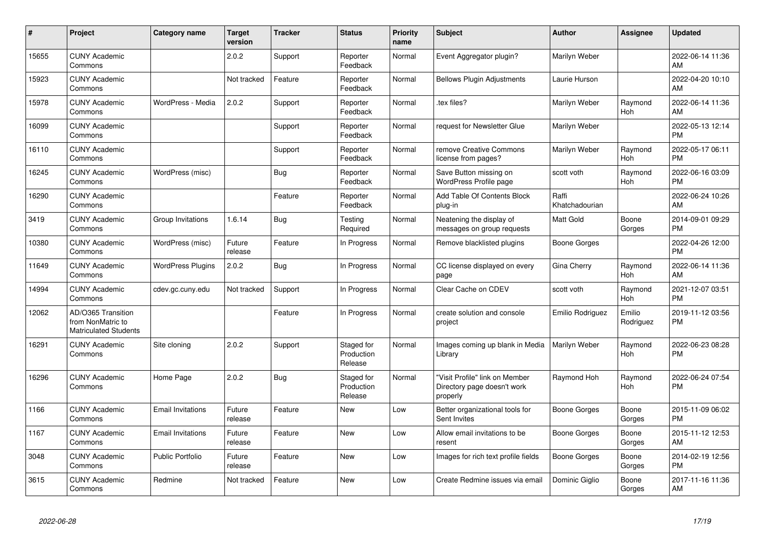| # | Project | Category name | Target version | Tracker | Status | Priority name | Subject | Author | Assignee | Updated |
|---|---|---|---|---|---|---|---|---|---|---|
| 15655 | CUNY Academic Commons | | 2.0.2 | Support | Reporter Feedback | Normal | Event Aggregator plugin? | Marilyn Weber | | 2022-06-14 11:36 AM |
| 15923 | CUNY Academic Commons | | Not tracked | Feature | Reporter Feedback | Normal | Bellows Plugin Adjustments | Laurie Hurson | | 2022-04-20 10:10 AM |
| 15978 | CUNY Academic Commons | WordPress - Media | 2.0.2 | Support | Reporter Feedback | Normal | .tex files? | Marilyn Weber | Raymond Hoh | 2022-06-14 11:36 AM |
| 16099 | CUNY Academic Commons | | | Support | Reporter Feedback | Normal | request for Newsletter Glue | Marilyn Weber | | 2022-05-13 12:14 PM |
| 16110 | CUNY Academic Commons | | | Support | Reporter Feedback | Normal | remove Creative Commons license from pages? | Marilyn Weber | Raymond Hoh | 2022-05-17 06:11 PM |
| 16245 | CUNY Academic Commons | WordPress (misc) | | Bug | Reporter Feedback | Normal | Save Button missing on WordPress Profile page | scott voth | Raymond Hoh | 2022-06-16 03:09 PM |
| 16290 | CUNY Academic Commons | | | Feature | Reporter Feedback | Normal | Add Table Of Contents Block plug-in | Raffi Khatchadourian | | 2022-06-24 10:26 AM |
| 3419 | CUNY Academic Commons | Group Invitations | 1.6.14 | Bug | Testing Required | Normal | Neatening the display of messages on group requests | Matt Gold | Boone Gorges | 2014-09-01 09:29 PM |
| 10380 | CUNY Academic Commons | WordPress (misc) | Future release | Feature | In Progress | Normal | Remove blacklisted plugins | Boone Gorges | | 2022-04-26 12:00 PM |
| 11649 | CUNY Academic Commons | WordPress Plugins | 2.0.2 | Bug | In Progress | Normal | CC license displayed on every page | Gina Cherry | Raymond Hoh | 2022-06-14 11:36 AM |
| 14994 | CUNY Academic Commons | cdev.gc.cuny.edu | Not tracked | Support | In Progress | Normal | Clear Cache on CDEV | scott voth | Raymond Hoh | 2021-12-07 03:51 PM |
| 12062 | AD/O365 Transition from NonMatric to Matriculated Students | | | Feature | In Progress | Normal | create solution and console project | Emilio Rodriguez | Emilio Rodriguez | 2019-11-12 03:56 PM |
| 16291 | CUNY Academic Commons | Site cloning | 2.0.2 | Support | Staged for Production Release | Normal | Images coming up blank in Media Library | Marilyn Weber | Raymond Hoh | 2022-06-23 08:28 PM |
| 16296 | CUNY Academic Commons | Home Page | 2.0.2 | Bug | Staged for Production Release | Normal | "Visit Profile" link on Member Directory page doesn't work properly | Raymond Hoh | Raymond Hoh | 2022-06-24 07:54 PM |
| 1166 | CUNY Academic Commons | Email Invitations | Future release | Feature | New | Low | Better organizational tools for Sent Invites | Boone Gorges | Boone Gorges | 2015-11-09 06:02 PM |
| 1167 | CUNY Academic Commons | Email Invitations | Future release | Feature | New | Low | Allow email invitations to be resent | Boone Gorges | Boone Gorges | 2015-11-12 12:53 AM |
| 3048 | CUNY Academic Commons | Public Portfolio | Future release | Feature | New | Low | Images for rich text profile fields | Boone Gorges | Boone Gorges | 2014-02-19 12:56 PM |
| 3615 | CUNY Academic Commons | Redmine | Not tracked | Feature | New | Low | Create Redmine issues via email | Dominic Giglio | Boone Gorges | 2017-11-16 11:36 AM |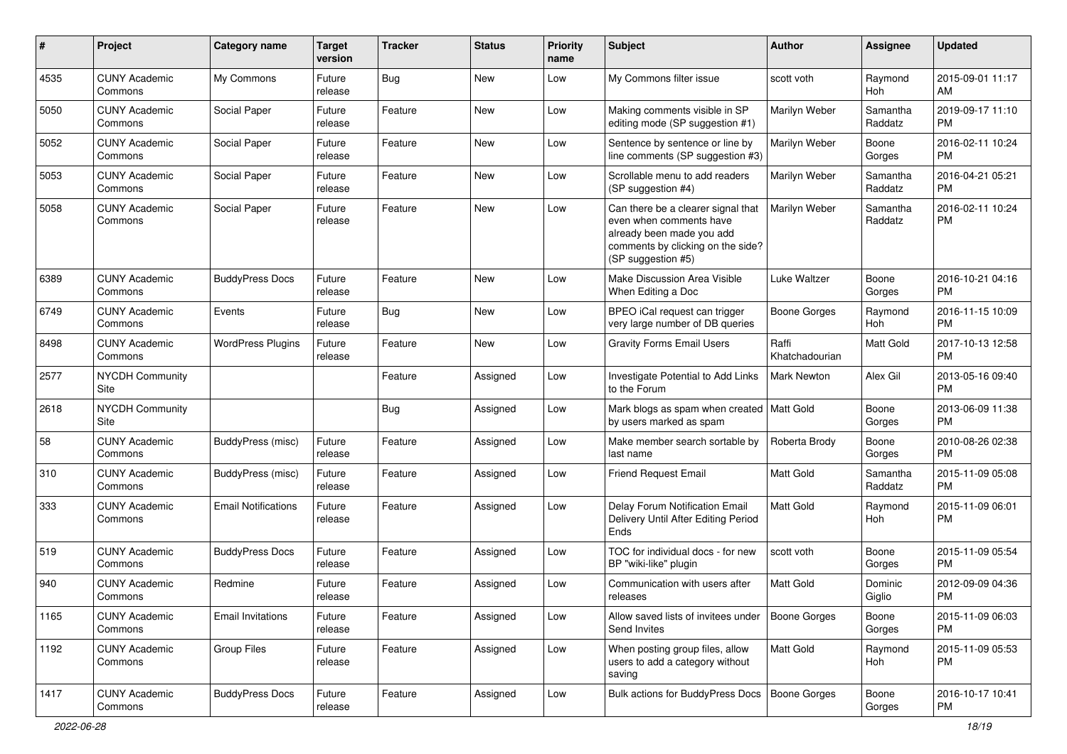| # | Project | Category name | Target version | Tracker | Status | Priority name | Subject | Author | Assignee | Updated |
|---|---|---|---|---|---|---|---|---|---|---|
| 4535 | CUNY Academic Commons | My Commons | Future release | Bug | New | Low | My Commons filter issue | scott voth | Raymond Hoh | 2015-09-01 11:17 AM |
| 5050 | CUNY Academic Commons | Social Paper | Future release | Feature | New | Low | Making comments visible in SP editing mode (SP suggestion #1) | Marilyn Weber | Samantha Raddatz | 2019-09-17 11:10 PM |
| 5052 | CUNY Academic Commons | Social Paper | Future release | Feature | New | Low | Sentence by sentence or line by line comments (SP suggestion #3) | Marilyn Weber | Boone Gorges | 2016-02-11 10:24 PM |
| 5053 | CUNY Academic Commons | Social Paper | Future release | Feature | New | Low | Scrollable menu to add readers (SP suggestion #4) | Marilyn Weber | Samantha Raddatz | 2016-04-21 05:21 PM |
| 5058 | CUNY Academic Commons | Social Paper | Future release | Feature | New | Low | Can there be a clearer signal that even when comments have already been made you add comments by clicking on the side? (SP suggestion #5) | Marilyn Weber | Samantha Raddatz | 2016-02-11 10:24 PM |
| 6389 | CUNY Academic Commons | BuddyPress Docs | Future release | Feature | New | Low | Make Discussion Area Visible When Editing a Doc | Luke Waltzer | Boone Gorges | 2016-10-21 04:16 PM |
| 6749 | CUNY Academic Commons | Events | Future release | Bug | New | Low | BPEO iCal request can trigger very large number of DB queries | Boone Gorges | Raymond Hoh | 2016-11-15 10:09 PM |
| 8498 | CUNY Academic Commons | WordPress Plugins | Future release | Feature | New | Low | Gravity Forms Email Users | Raffi Khatchadourian | Matt Gold | 2017-10-13 12:58 PM |
| 2577 | NYCDH Community Site | | | Feature | Assigned | Low | Investigate Potential to Add Links to the Forum | Mark Newton | Alex Gil | 2013-05-16 09:40 PM |
| 2618 | NYCDH Community Site | | | Bug | Assigned | Low | Mark blogs as spam when created by users marked as spam | Matt Gold | Boone Gorges | 2013-06-09 11:38 PM |
| 58 | CUNY Academic Commons | BuddyPress (misc) | Future release | Feature | Assigned | Low | Make member search sortable by last name | Roberta Brody | Boone Gorges | 2010-08-26 02:38 PM |
| 310 | CUNY Academic Commons | BuddyPress (misc) | Future release | Feature | Assigned | Low | Friend Request Email | Matt Gold | Samantha Raddatz | 2015-11-09 05:08 PM |
| 333 | CUNY Academic Commons | Email Notifications | Future release | Feature | Assigned | Low | Delay Forum Notification Email Delivery Until After Editing Period Ends | Matt Gold | Raymond Hoh | 2015-11-09 06:01 PM |
| 519 | CUNY Academic Commons | BuddyPress Docs | Future release | Feature | Assigned | Low | TOC for individual docs - for new BP "wiki-like" plugin | scott voth | Boone Gorges | 2015-11-09 05:54 PM |
| 940 | CUNY Academic Commons | Redmine | Future release | Feature | Assigned | Low | Communication with users after releases | Matt Gold | Dominic Giglio | 2012-09-09 04:36 PM |
| 1165 | CUNY Academic Commons | Email Invitations | Future release | Feature | Assigned | Low | Allow saved lists of invitees under Send Invites | Boone Gorges | Boone Gorges | 2015-11-09 06:03 PM |
| 1192 | CUNY Academic Commons | Group Files | Future release | Feature | Assigned | Low | When posting group files, allow users to add a category without saving | Matt Gold | Raymond Hoh | 2015-11-09 05:53 PM |
| 1417 | CUNY Academic Commons | BuddyPress Docs | Future release | Feature | Assigned | Low | Bulk actions for BuddyPress Docs | Boone Gorges | Boone Gorges | 2016-10-17 10:41 PM |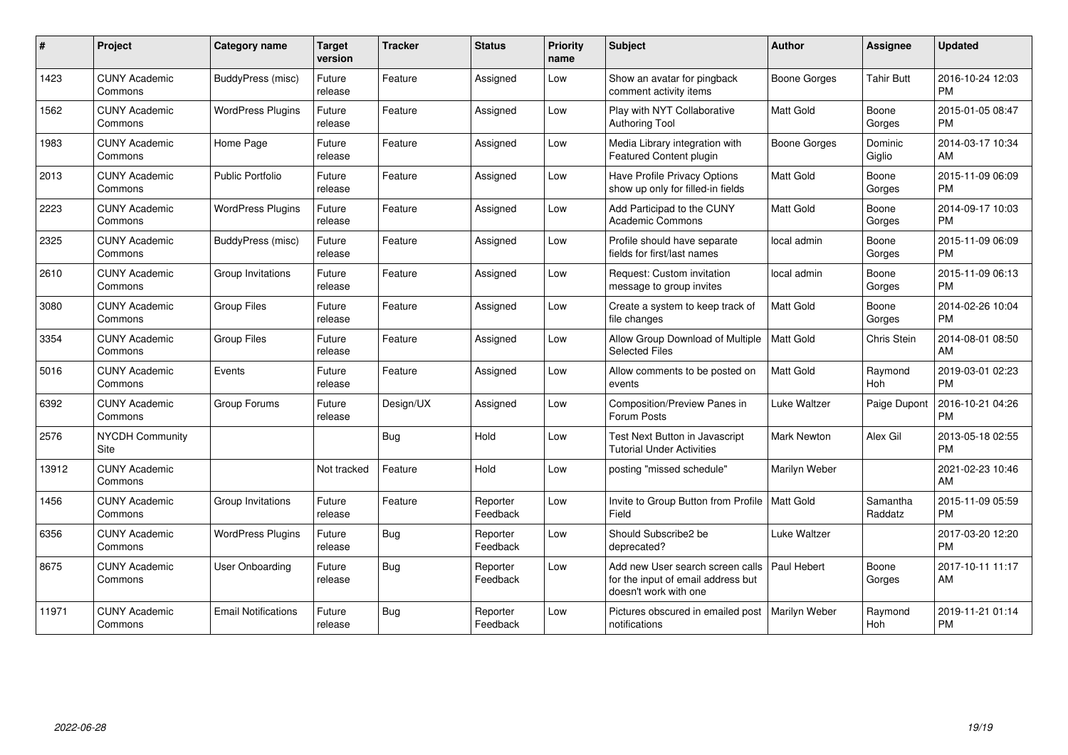| # | Project | Category name | Target version | Tracker | Status | Priority name | Subject | Author | Assignee | Updated |
|---|---|---|---|---|---|---|---|---|---|---|
| 1423 | CUNY Academic Commons | BuddyPress (misc) | Future release | Feature | Assigned | Low | Show an avatar for pingback comment activity items | Boone Gorges | Tahir Butt | 2016-10-24 12:03 PM |
| 1562 | CUNY Academic Commons | WordPress Plugins | Future release | Feature | Assigned | Low | Play with NYT Collaborative Authoring Tool | Matt Gold | Boone Gorges | 2015-01-05 08:47 PM |
| 1983 | CUNY Academic Commons | Home Page | Future release | Feature | Assigned | Low | Media Library integration with Featured Content plugin | Boone Gorges | Dominic Giglio | 2014-03-17 10:34 AM |
| 2013 | CUNY Academic Commons | Public Portfolio | Future release | Feature | Assigned | Low | Have Profile Privacy Options show up only for filled-in fields | Matt Gold | Boone Gorges | 2015-11-09 06:09 PM |
| 2223 | CUNY Academic Commons | WordPress Plugins | Future release | Feature | Assigned | Low | Add Participad to the CUNY Academic Commons | Matt Gold | Boone Gorges | 2014-09-17 10:03 PM |
| 2325 | CUNY Academic Commons | BuddyPress (misc) | Future release | Feature | Assigned | Low | Profile should have separate fields for first/last names | local admin | Boone Gorges | 2015-11-09 06:09 PM |
| 2610 | CUNY Academic Commons | Group Invitations | Future release | Feature | Assigned | Low | Request: Custom invitation message to group invites | local admin | Boone Gorges | 2015-11-09 06:13 PM |
| 3080 | CUNY Academic Commons | Group Files | Future release | Feature | Assigned | Low | Create a system to keep track of file changes | Matt Gold | Boone Gorges | 2014-02-26 10:04 PM |
| 3354 | CUNY Academic Commons | Group Files | Future release | Feature | Assigned | Low | Allow Group Download of Multiple Selected Files | Matt Gold | Chris Stein | 2014-08-01 08:50 AM |
| 5016 | CUNY Academic Commons | Events | Future release | Feature | Assigned | Low | Allow comments to be posted on events | Matt Gold | Raymond Hoh | 2019-03-01 02:23 PM |
| 6392 | CUNY Academic Commons | Group Forums | Future release | Design/UX | Assigned | Low | Composition/Preview Panes in Forum Posts | Luke Waltzer | Paige Dupont | 2016-10-21 04:26 PM |
| 2576 | NYCDH Community Site | | | Bug | Hold | Low | Test Next Button in Javascript Tutorial Under Activities | Mark Newton | Alex Gil | 2013-05-18 02:55 PM |
| 13912 | CUNY Academic Commons | | Not tracked | Feature | Hold | Low | posting "missed schedule" | Marilyn Weber | | 2021-02-23 10:46 AM |
| 1456 | CUNY Academic Commons | Group Invitations | Future release | Feature | Reporter Feedback | Low | Invite to Group Button from Profile Field | Matt Gold | Samantha Raddatz | 2015-11-09 05:59 PM |
| 6356 | CUNY Academic Commons | WordPress Plugins | Future release | Bug | Reporter Feedback | Low | Should Subscribe2 be deprecated? | Luke Waltzer | | 2017-03-20 12:20 PM |
| 8675 | CUNY Academic Commons | User Onboarding | Future release | Bug | Reporter Feedback | Low | Add new User search screen calls for the input of email address but doesn't work with one | Paul Hebert | Boone Gorges | 2017-10-11 11:17 AM |
| 11971 | CUNY Academic Commons | Email Notifications | Future release | Bug | Reporter Feedback | Low | Pictures obscured in emailed post notifications | Marilyn Weber | Raymond Hoh | 2019-11-21 01:14 PM |